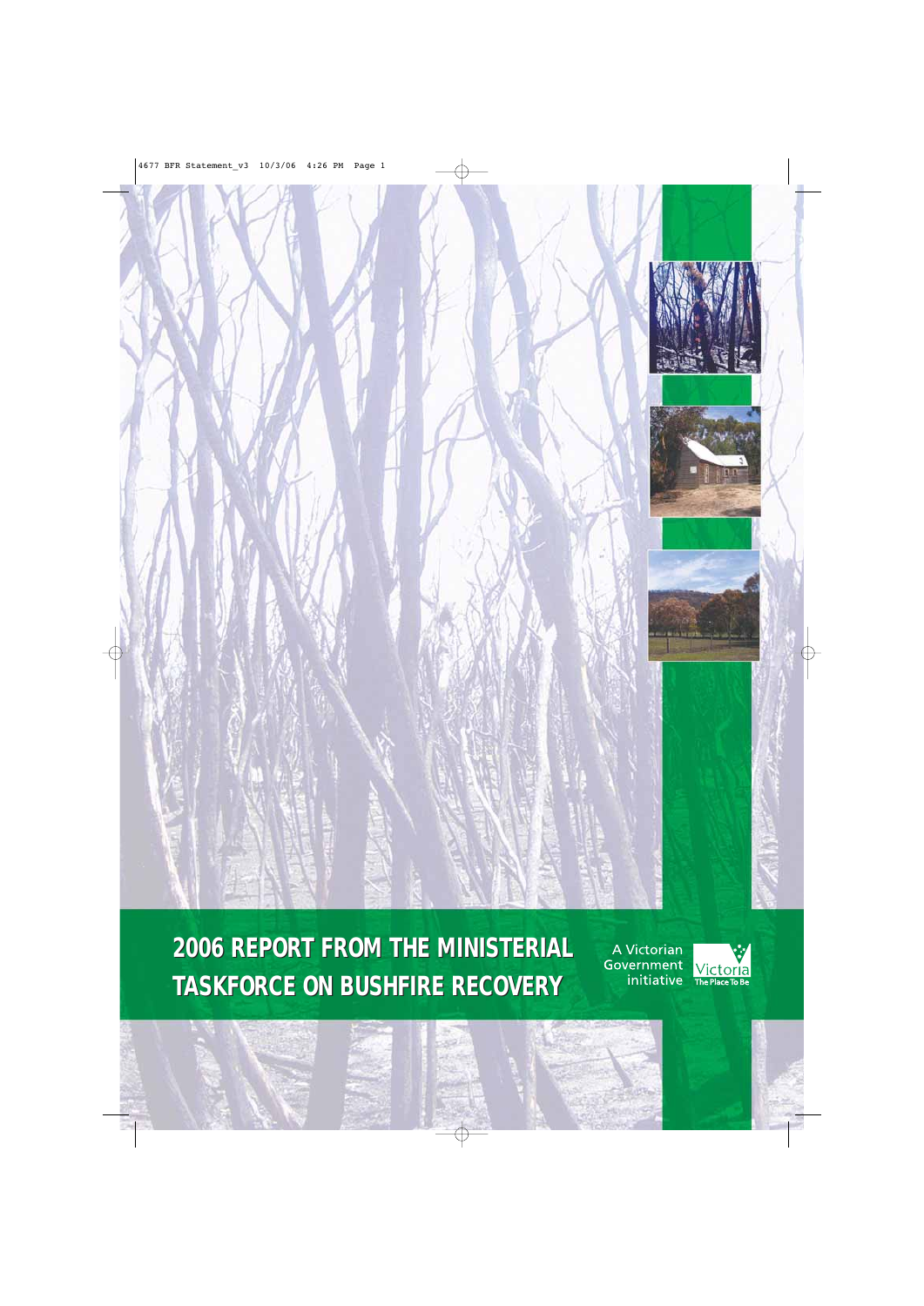# 2006 REPORT FROM THE MINISTERIAL TASKFORCE ON BUSHFIRE RECOVERY

A Victorian Government initiative

Victoria
The Place To Be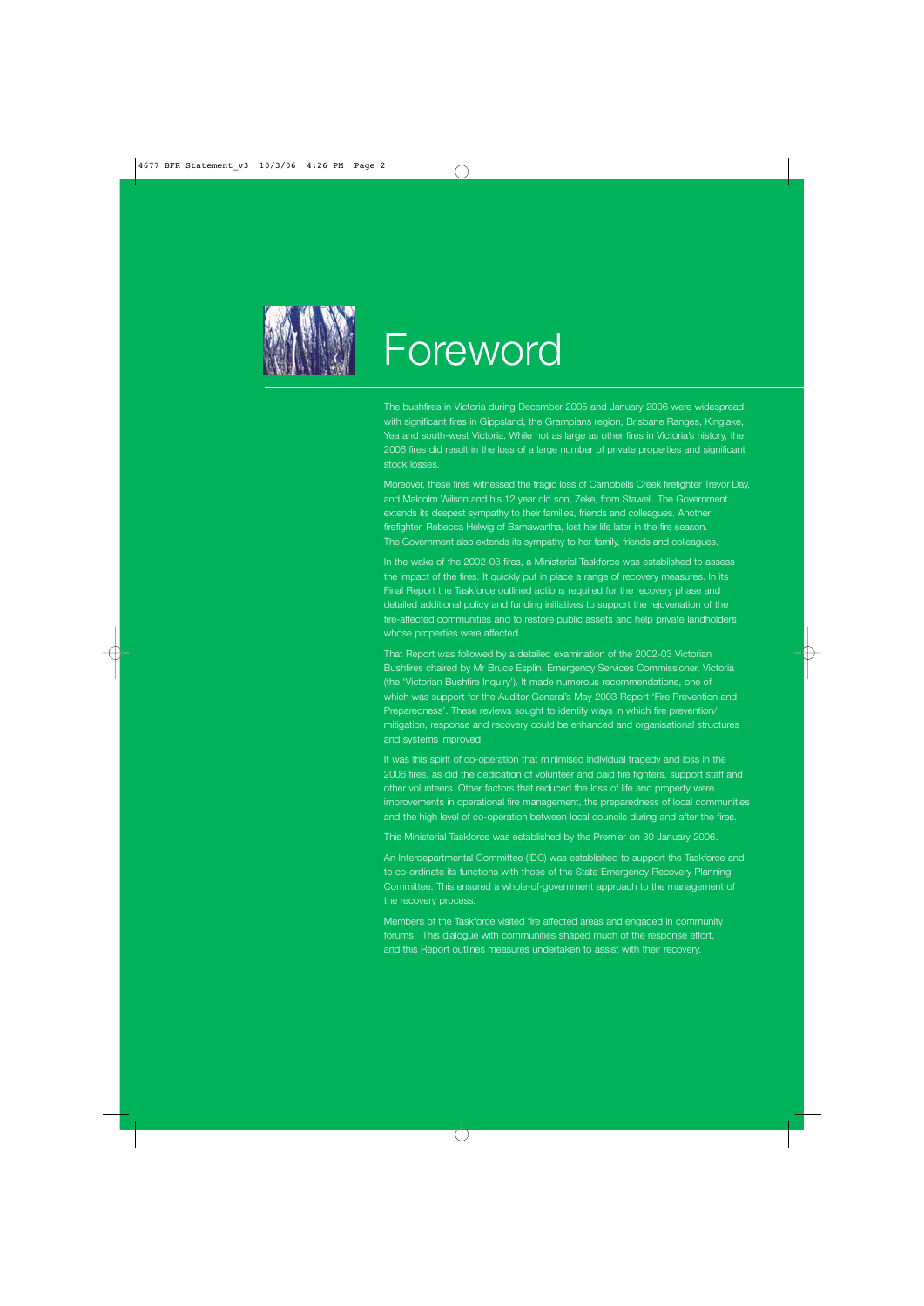# Foreword

The bushfires in Victoria during December 2005 and January 2006 were widespread with significant fires in Gippsland, the Grampians region, Brisbane Ranges, Kinglake, Yea and south-west Victoria. While not as large as other fires in Victoria's history, the 2006 fires did result in the loss of a large number of private properties and significant stock losses.

Moreover, these fires witnessed the tragic loss of Campbells Creek firefighter Trevor Day, and Malcolm Wilson and his 12 year old son, Zeke, from Stawell. The Government extends its deepest sympathy to their families, friends and colleagues. Another firefighter, Rebecca Helwig of Barnawartha, lost her life later in the fire season. The Government also extends its sympathy to her family, friends and colleagues.

In the wake of the 2002-03 fires, a Ministerial Taskforce was established to assess the impact of the fires. It quickly put in place a range of recovery measures. In its Final Report the Taskforce outlined actions required for the recovery phase and detailed additional policy and funding initiatives to support the rejuvenation of the fire-affected communities and to restore public assets and help private landholders whose properties were affected.

That Report was followed by a detailed examination of the 2002-03 Victorian Bushfires chaired by Mr Bruce Esplin, Emergency Services Commissioner, Victoria (the 'Victorian Bushfire Inquiry'). It made numerous recommendations, one of which was support for the Auditor General's May 2003 Report 'Fire Prevention and Preparedness'. These reviews sought to identify ways in which fire prevention/ mitigation, response and recovery could be enhanced and organisational structures and systems improved.

It was this spirit of co-operation that minimised individual tragedy and loss in the 2006 fires, as did the dedication of volunteer and paid fire fighters, support staff and other volunteers. Other factors that reduced the loss of life and property were improvements in operational fire management, the preparedness of local communities and the high level of co-operation between local councils during and after the fires.

This Ministerial Taskforce was established by the Premier on 30 January 2006.

An Interdepartmental Committee (IDC) was established to support the Taskforce and to co-ordinate its functions with those of the State Emergency Recovery Planning Committee. This ensured a whole-of-government approach to the management of the recovery process.

Members of the Taskforce visited fire affected areas and engaged in community forums. This dialogue with communities shaped much of the response effort, and this Report outlines measures undertaken to assist with their recovery.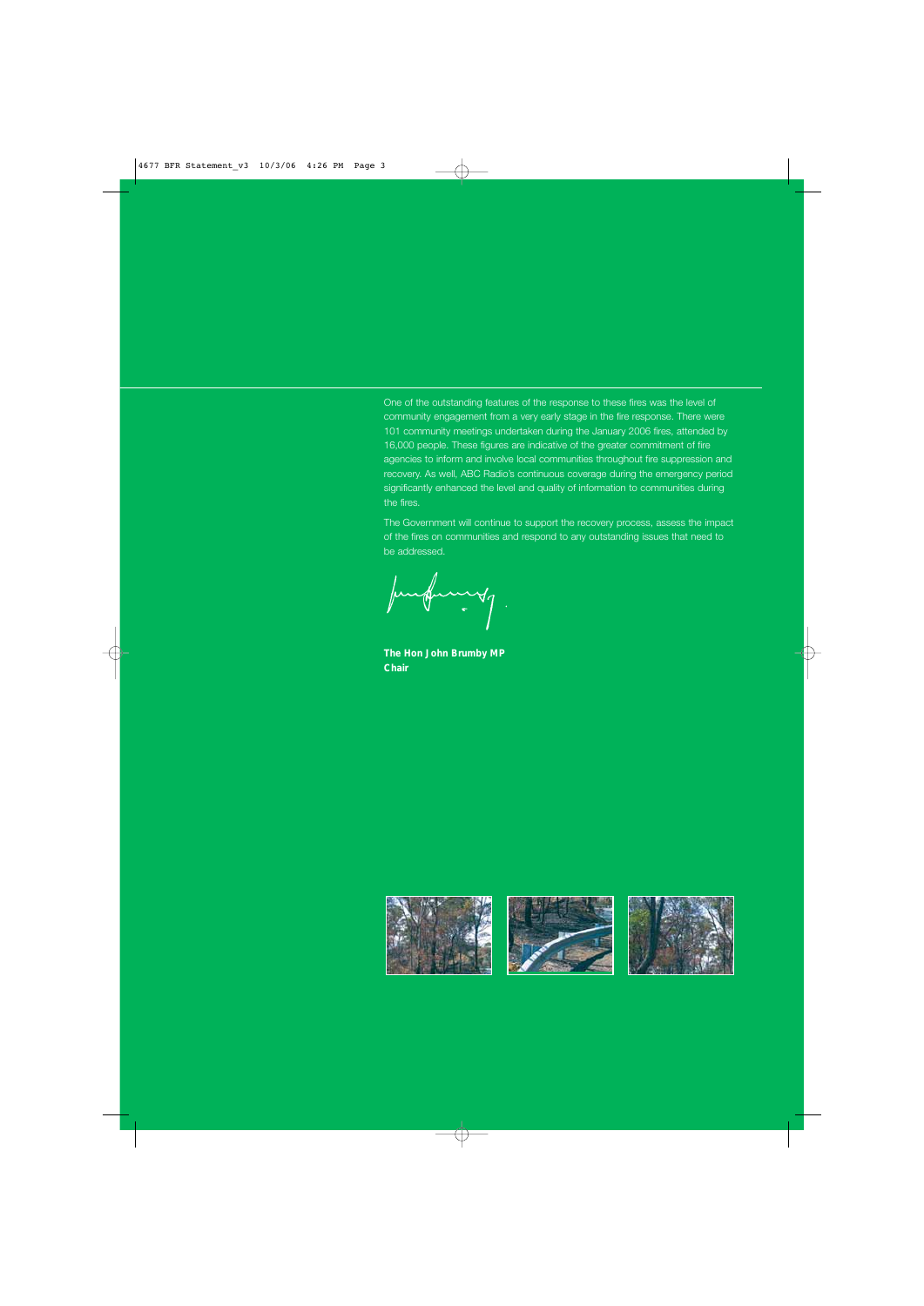One of the outstanding features of the response to these fires was the level of community engagement from a very early stage in the fire response. There were 101 community meetings undertaken during the January 2006 fires, attended by 16,000 people. These figures are indicative of the greater commitment of fire agencies to inform and involve local communities throughout fire suppression and recovery. As well, ABC Radio's continuous coverage during the emergency period significantly enhanced the level and quality of information to communities during the fires.

The Government will continue to support the recovery process, assess the impact of the fires on communities and respond to any outstanding issues that need to be addressed.

**The Hon John Brumby MP**
**Chair**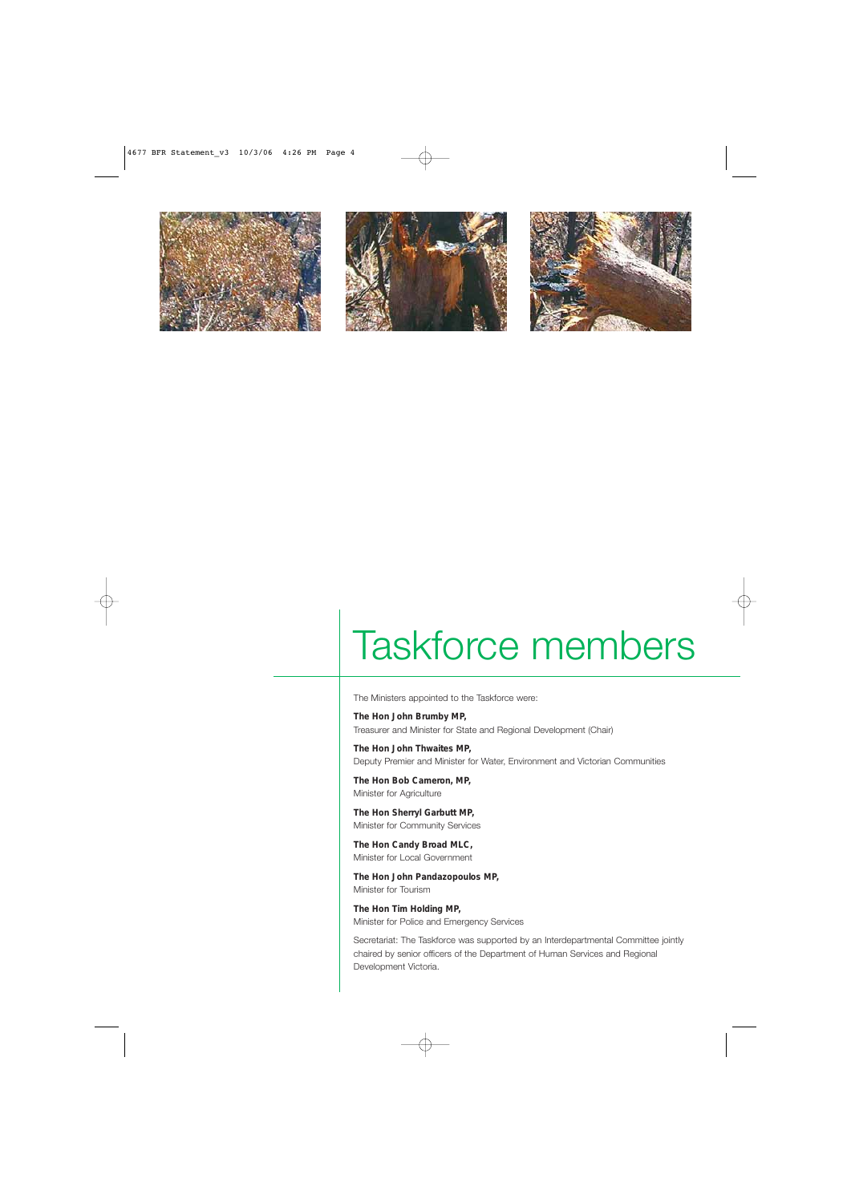# Taskforce members

The Ministers appointed to the Taskforce were:

**The Hon John Brumby MP,**
Treasurer and Minister for State and Regional Development (Chair)

**The Hon John Thwaites MP,**
Deputy Premier and Minister for Water, Environment and Victorian Communities

**The Hon Bob Cameron, MP,**
Minister for Agriculture

**The Hon Sherryl Garbutt MP,**
Minister for Community Services

**The Hon Candy Broad MLC,**
Minister for Local Government

**The Hon John Pandazopoulos MP,**
Minister for Tourism

**The Hon Tim Holding MP,**
Minister for Police and Emergency Services

Secretariat: The Taskforce was supported by an Interdepartmental Committee jointly chaired by senior officers of the Department of Human Services and Regional Development Victoria.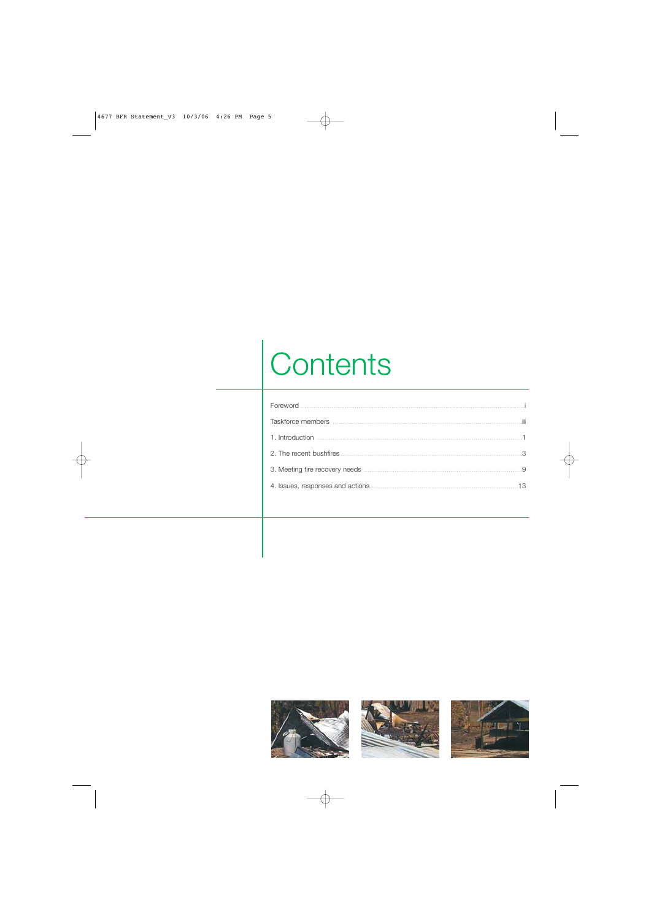# Contents

Foreword ........................................................................................................ i

Taskforce members ....................................................................................... iii

1. Introduction ................................................................................................ 1

2. The recent bushfires .................................................................................. 3

3. Meeting fire recovery needs ....................................................................... 9

4. Issues, responses and actions ................................................................... 13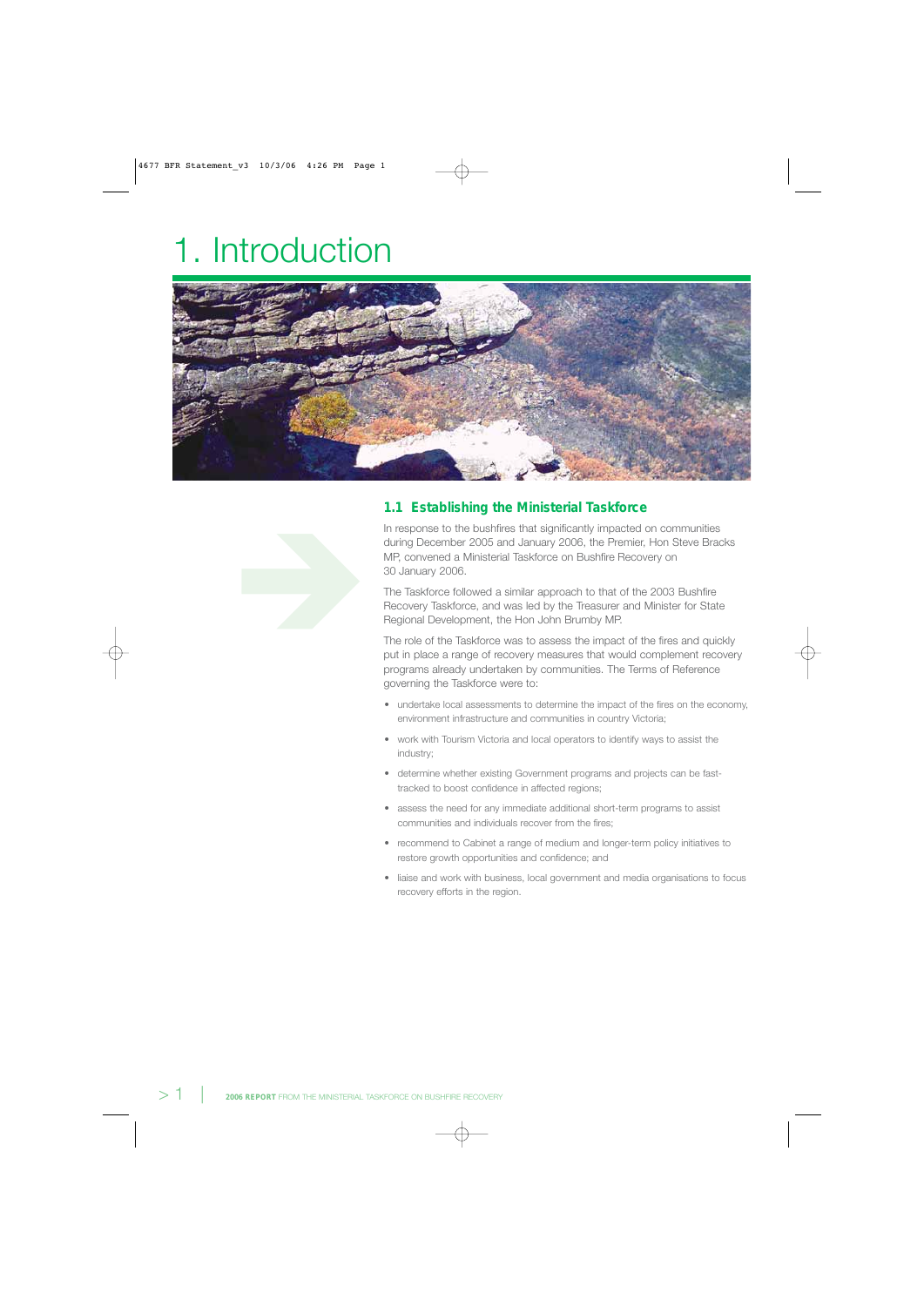# 1. Introduction

## 1.1 Establishing the Ministerial Taskforce

In response to the bushfires that significantly impacted on communities during December 2005 and January 2006, the Premier, Hon Steve Bracks MP, convened a Ministerial Taskforce on Bushfire Recovery on 30 January 2006.

The Taskforce followed a similar approach to that of the 2003 Bushfire Recovery Taskforce, and was led by the Treasurer and Minister for State Regional Development, the Hon John Brumby MP.

The role of the Taskforce was to assess the impact of the fires and quickly put in place a range of recovery measures that would complement recovery programs already undertaken by communities. The Terms of Reference governing the Taskforce were to:

- undertake local assessments to determine the impact of the fires on the economy, environment infrastructure and communities in country Victoria;
- work with Tourism Victoria and local operators to identify ways to assist the industry;
- determine whether existing Government programs and projects can be fast-tracked to boost confidence in affected regions;
- assess the need for any immediate additional short-term programs to assist communities and individuals recover from the fires;
- recommend to Cabinet a range of medium and longer-term policy initiatives to restore growth opportunities and confidence; and
- liaise and work with business, local government and media organisations to focus recovery efforts in the region.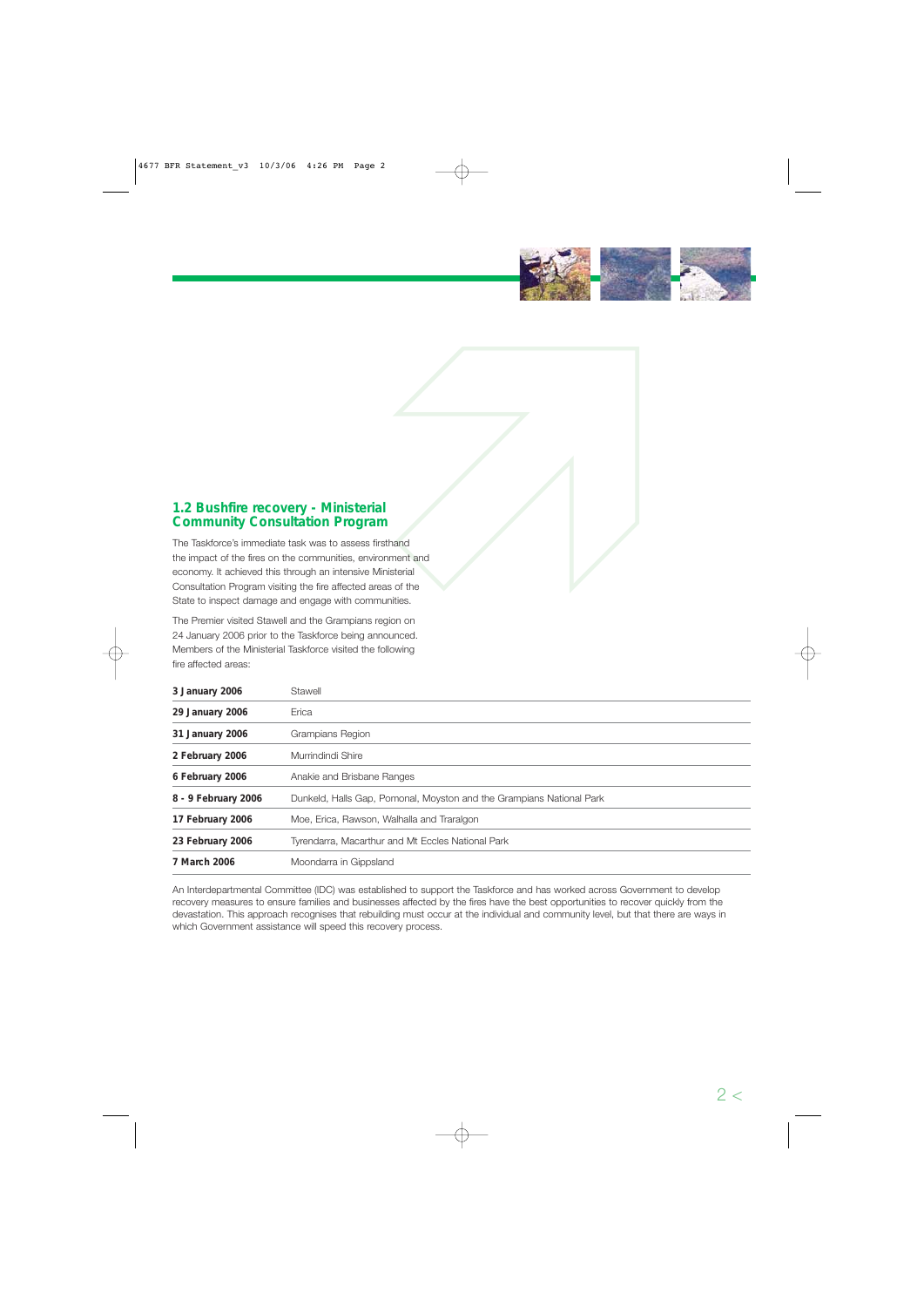## 1.2 Bushfire recovery - Ministerial Community Consultation Program

The Taskforce's immediate task was to assess firsthand the impact of the fires on the communities, environment and economy. It achieved this through an intensive Ministerial Consultation Program visiting the fire affected areas of the State to inspect damage and engage with communities.

The Premier visited Stawell and the Grampians region on 24 January 2006 prior to the Taskforce being announced. Members of the Ministerial Taskforce visited the following fire affected areas:

| | |
|---|---|
| **3 January 2006** | Stawell |
| **29 January 2006** | Erica |
| **31 January 2006** | Grampians Region |
| **2 February 2006** | Murrindindi Shire |
| **6 February 2006** | Anakie and Brisbane Ranges |
| **8 - 9 February 2006** | Dunkeld, Halls Gap, Pomonal, Moyston and the Grampians National Park |
| **17 February 2006** | Moe, Erica, Rawson, Walhalla and Traralgon |
| **23 February 2006** | Tyrendarra, Macarthur and Mt Eccles National Park |
| **7 March 2006** | Moondarra in Gippsland |

An Interdepartmental Committee (IDC) was established to support the Taskforce and has worked across Government to develop recovery measures to ensure families and businesses affected by the fires have the best opportunities to recover quickly from the devastation. This approach recognises that rebuilding must occur at the individual and community level, but that there are ways in which Government assistance will speed this recovery process.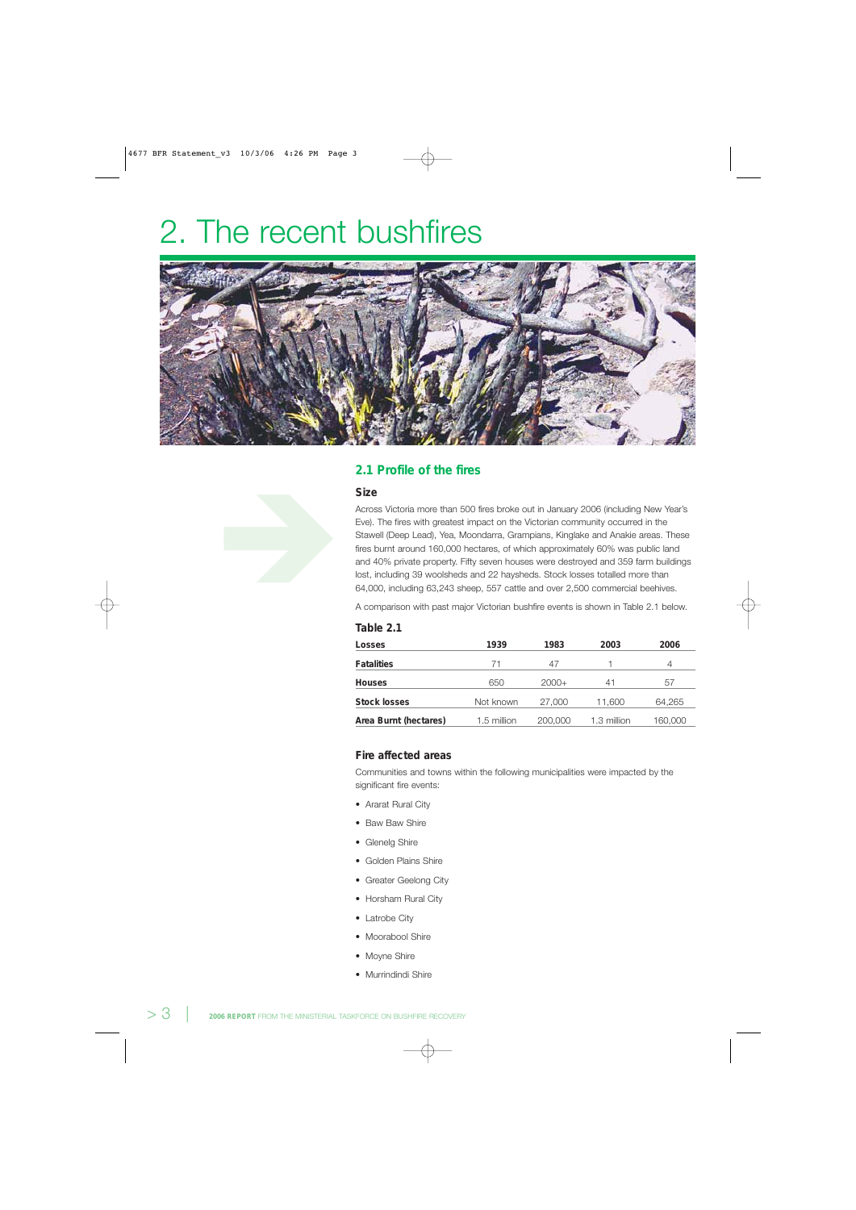# 2. The recent bushfires

## 2.1 Profile of the fires

### Size

Across Victoria more than 500 fires broke out in January 2006 (including New Year's Eve). The fires with greatest impact on the Victorian community occurred in the Stawell (Deep Lead), Yea, Moondarra, Grampians, Kinglake and Anakie areas. These fires burnt around 160,000 hectares, of which approximately 60% was public land and 40% private property. Fifty seven houses were destroyed and 359 farm buildings lost, including 39 woolsheds and 22 haysheds. Stock losses totalled more than 64,000, including 63,243 sheep, 557 cattle and over 2,500 commercial beehives.

A comparison with past major Victorian bushfire events is shown in Table 2.1 below.

### Table 2.1

| Losses | 1939 | 1983 | 2003 | 2006 |
|---|---|---|---|---|
| **Fatalities** | 71 | 47 | 1 | 4 |
| **Houses** | 650 | 2000+ | 41 | 57 |
| **Stock losses** | Not known | 27,000 | 11,600 | 64,265 |
| **Area Burnt (hectares)** | 1.5 million | 200,000 | 1.3 million | 160,000 |

### Fire affected areas

Communities and towns within the following municipalities were impacted by the significant fire events:

- Ararat Rural City
- Baw Baw Shire
- Glenelg Shire
- Golden Plains Shire
- Greater Geelong City
- Horsham Rural City
- Latrobe City
- Moorabool Shire
- Moyne Shire
- Murrindindi Shire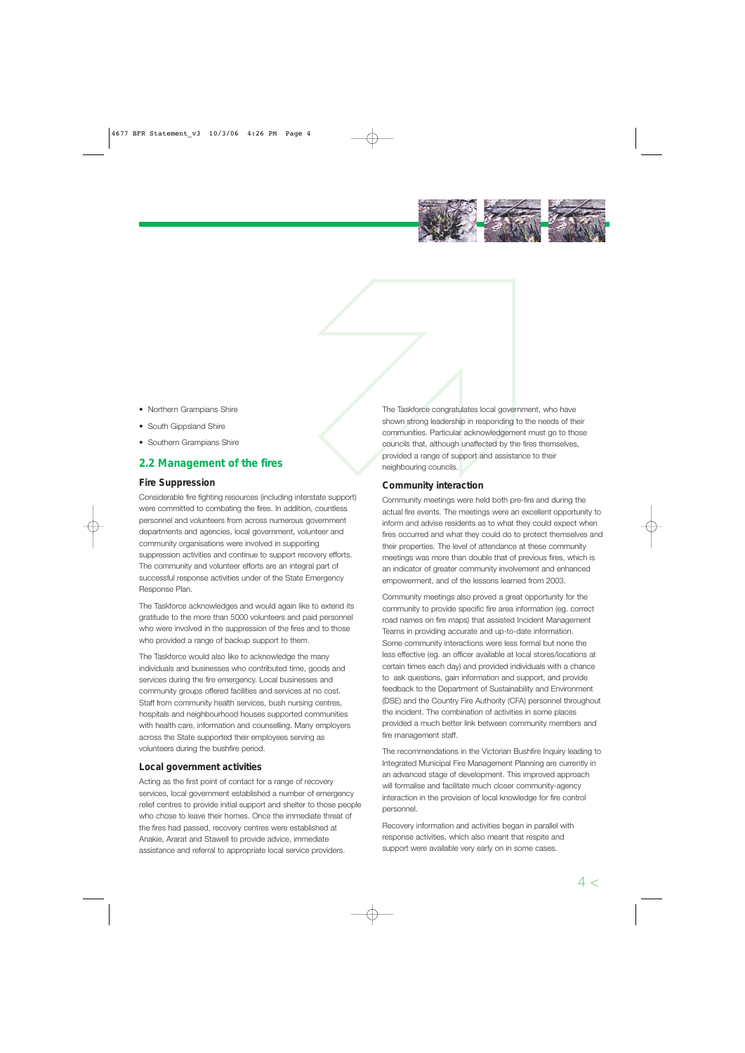- Northern Grampians Shire
- South Gippsland Shire
- Southern Grampians Shire

## 2.2 Management of the fires

### Fire Suppression

Considerable fire fighting resources (including interstate support) were committed to combating the fires. In addition, countless personnel and volunteers from across numerous government departments and agencies, local government, volunteer and community organisations were involved in supporting suppression activities and continue to support recovery efforts. The community and volunteer efforts are an integral part of successful response activities under of the State Emergency Response Plan.

The Taskforce acknowledges and would again like to extend its gratitude to the more than 5000 volunteers and paid personnel who were involved in the suppression of the fires and to those who provided a range of backup support to them.

The Taskforce would also like to acknowledge the many individuals and businesses who contributed time, goods and services during the fire emergency. Local businesses and community groups offered facilities and services at no cost. Staff from community health services, bush nursing centres, hospitals and neighbourhood houses supported communities with health care, information and counselling. Many employers across the State supported their employees serving as volunteers during the bushfire period.

### Local government activities

Acting as the first point of contact for a range of recovery services, local government established a number of emergency relief centres to provide initial support and shelter to those people who chose to leave their homes. Once the immediate threat of the fires had passed, recovery centres were established at Anakie, Ararat and Stawell to provide advice, immediate assistance and referral to appropriate local service providers.

The Taskforce congratulates local government, who have shown strong leadership in responding to the needs of their communities. Particular acknowledgement must go to those councils that, although unaffected by the fires themselves, provided a range of support and assistance to their neighbouring councils.

### Community interaction

Community meetings were held both pre-fire and during the actual fire events. The meetings were an excellent opportunity to inform and advise residents as to what they could expect when fires occurred and what they could do to protect themselves and their properties. The level of attendance at these community meetings was more than double that of previous fires, which is an indicator of greater community involvement and enhanced empowerment, and of the lessons learned from 2003.

Community meetings also proved a great opportunity for the community to provide specific fire area information (eg. correct road names on fire maps) that assisted Incident Management Teams in providing accurate and up-to-date information. Some community interactions were less formal but none the less effective (eg. an officer available at local stores/locations at certain times each day) and provided individuals with a chance to ask questions, gain information and support, and provide feedback to the Department of Sustainability and Environment (DSE) and the Country Fire Authority (CFA) personnel throughout the incident. The combination of activities in some places provided a much better link between community members and fire management staff.

The recommendations in the Victorian Bushfire Inquiry leading to Integrated Municipal Fire Management Planning are currently in an advanced stage of development. This improved approach will formalise and facilitate much closer community-agency interaction in the provision of local knowledge for fire control personnel.

Recovery information and activities began in parallel with response activities, which also meant that respite and support were available very early on in some cases.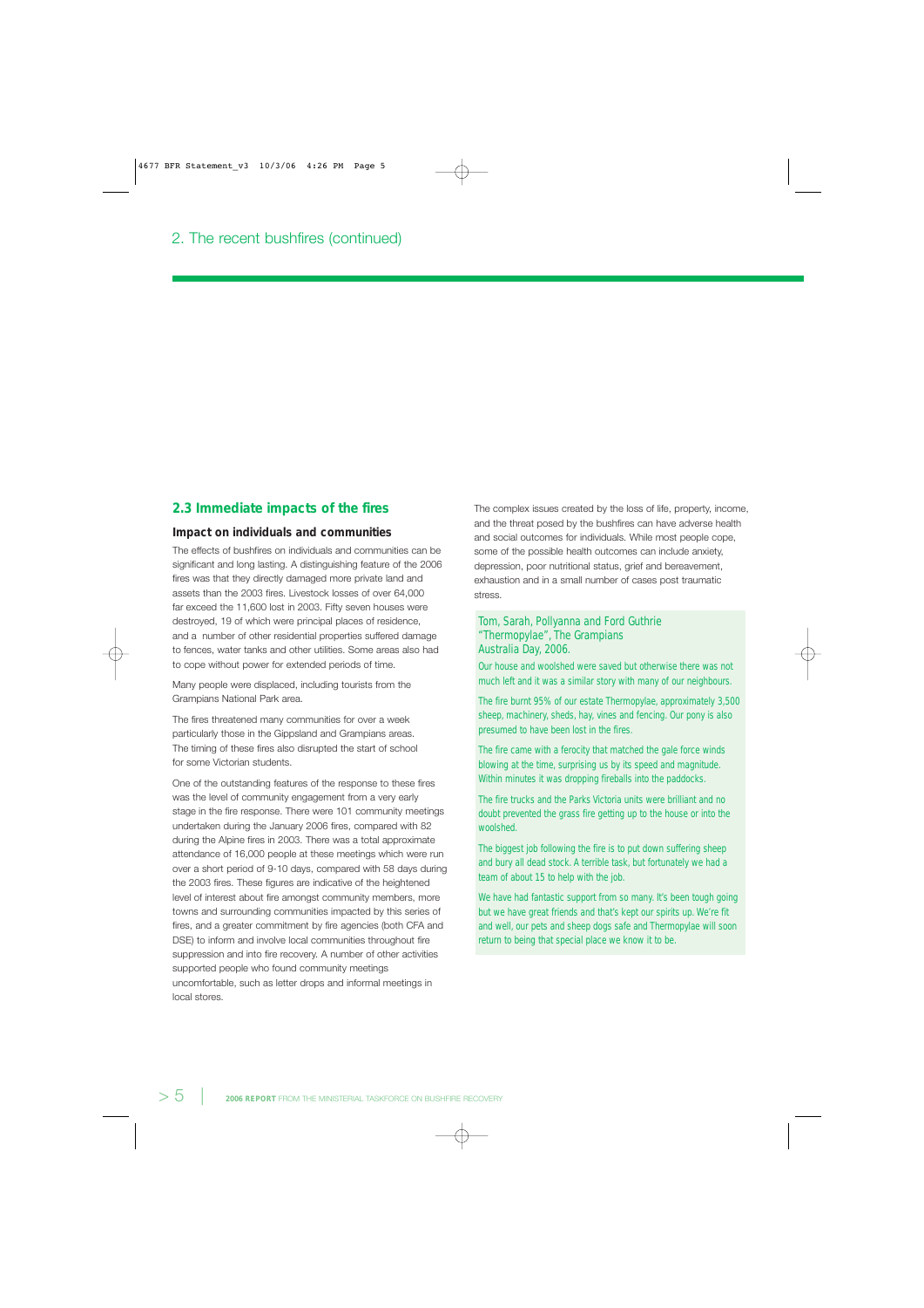## 2. The recent bushfires (continued)

### 2.3 Immediate impacts of the fires

#### Impact on individuals and communities

The effects of bushfires on individuals and communities can be significant and long lasting. A distinguishing feature of the 2006 fires was that they directly damaged more private land and assets than the 2003 fires. Livestock losses of over 64,000 far exceed the 11,600 lost in 2003. Fifty seven houses were destroyed, 19 of which were principal places of residence, and a number of other residential properties suffered damage to fences, water tanks and other utilities. Some areas also had to cope without power for extended periods of time.

Many people were displaced, including tourists from the Grampians National Park area.

The fires threatened many communities for over a week particularly those in the Gippsland and Grampians areas. The timing of these fires also disrupted the start of school for some Victorian students.

One of the outstanding features of the response to these fires was the level of community engagement from a very early stage in the fire response. There were 101 community meetings undertaken during the January 2006 fires, compared with 82 during the Alpine fires in 2003. There was a total approximate attendance of 16,000 people at these meetings which were run over a short period of 9-10 days, compared with 58 days during the 2003 fires. These figures are indicative of the heightened level of interest about fire amongst community members, more towns and surrounding communities impacted by this series of fires, and a greater commitment by fire agencies (both CFA and DSE) to inform and involve local communities throughout fire suppression and into fire recovery. A number of other activities supported people who found community meetings uncomfortable, such as letter drops and informal meetings in local stores.

The complex issues created by the loss of life, property, income, and the threat posed by the bushfires can have adverse health and social outcomes for individuals. While most people cope, some of the possible health outcomes can include anxiety, depression, poor nutritional status, grief and bereavement, exhaustion and in a small number of cases post traumatic stress.

> **Tom, Sarah, Pollyanna and Ford Guthrie**
> **"Thermopylae", The Grampians**
> **Australia Day, 2006.**
>
> Our house and woolshed were saved but otherwise there was not much left and it was a similar story with many of our neighbours.
>
> The fire burnt 95% of our estate Thermopylae, approximately 3,500 sheep, machinery, sheds, hay, vines and fencing. Our pony is also presumed to have been lost in the fires.
>
> The fire came with a ferocity that matched the gale force winds blowing at the time, surprising us by its speed and magnitude. Within minutes it was dropping fireballs into the paddocks.
>
> The fire trucks and the Parks Victoria units were brilliant and no doubt prevented the grass fire getting up to the house or into the woolshed.
>
> The biggest job following the fire is to put down suffering sheep and bury all dead stock. A terrible task, but fortunately we had a team of about 15 to help with the job.
>
> We have had fantastic support from so many. It's been tough going but we have great friends and that's kept our spirits up. We're fit and well, our pets and sheep dogs safe and Thermopylae will soon return to being that special place we know it to be.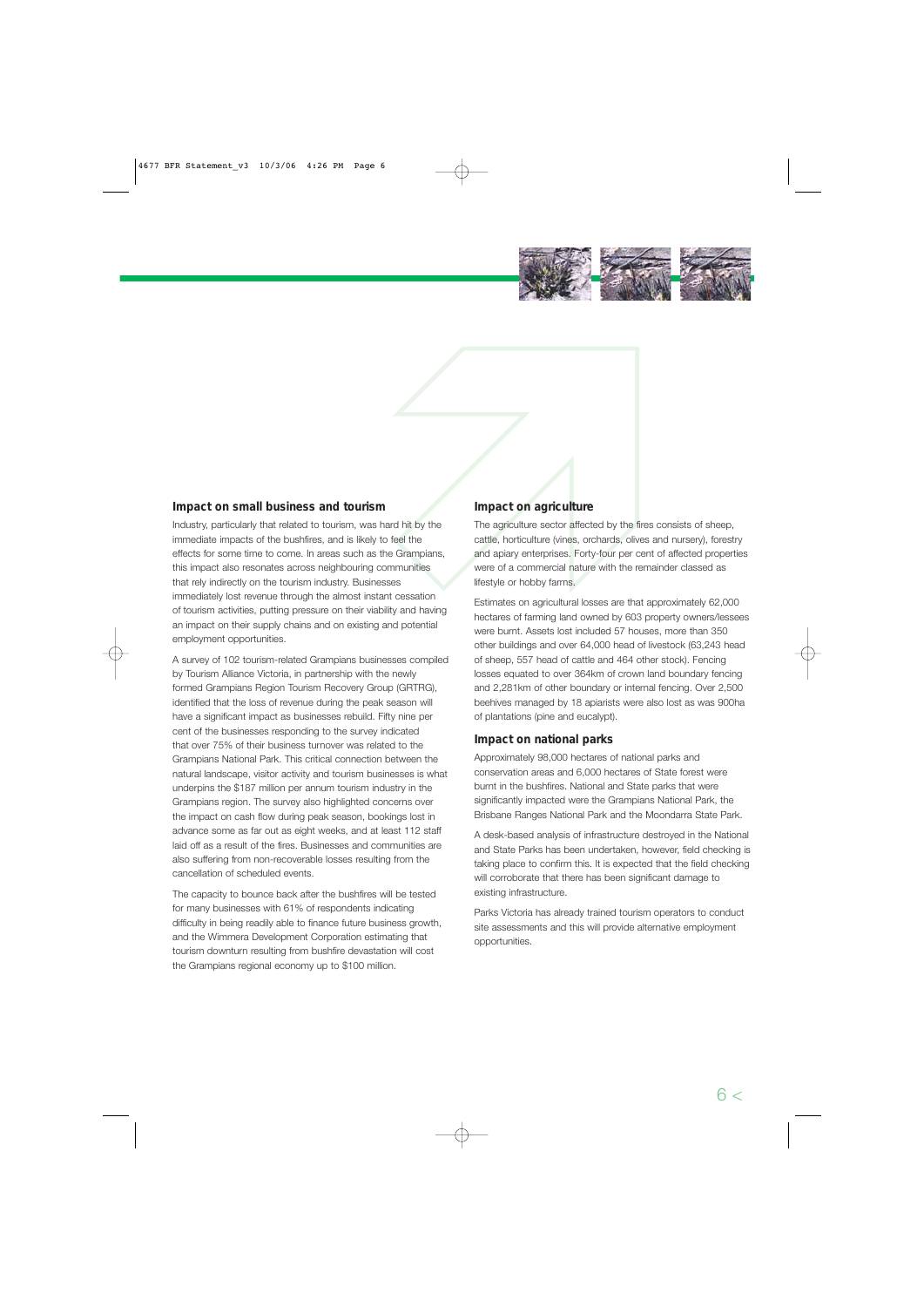## Impact on small business and tourism

Industry, particularly that related to tourism, was hard hit by the immediate impacts of the bushfires, and is likely to feel the effects for some time to come. In areas such as the Grampians, this impact also resonates across neighbouring communities that rely indirectly on the tourism industry. Businesses immediately lost revenue through the almost instant cessation of tourism activities, putting pressure on their viability and having an impact on their supply chains and on existing and potential employment opportunities.

A survey of 102 tourism-related Grampians businesses compiled by Tourism Alliance Victoria, in partnership with the newly formed Grampians Region Tourism Recovery Group (GRTRG), identified that the loss of revenue during the peak season will have a significant impact as businesses rebuild. Fifty nine per cent of the businesses responding to the survey indicated that over 75% of their business turnover was related to the Grampians National Park. This critical connection between the natural landscape, visitor activity and tourism businesses is what underpins the $187 million per annum tourism industry in the Grampians region. The survey also highlighted concerns over the impact on cash flow during peak season, bookings lost in advance some as far out as eight weeks, and at least 112 staff laid off as a result of the fires. Businesses and communities are also suffering from non-recoverable losses resulting from the cancellation of scheduled events.

The capacity to bounce back after the bushfires will be tested for many businesses with 61% of respondents indicating difficulty in being readily able to finance future business growth, and the Wimmera Development Corporation estimating that tourism downturn resulting from bushfire devastation will cost the Grampians regional economy up to $100 million.

## Impact on agriculture

The agriculture sector affected by the fires consists of sheep, cattle, horticulture (vines, orchards, olives and nursery), forestry and apiary enterprises. Forty-four per cent of affected properties were of a commercial nature with the remainder classed as lifestyle or hobby farms.

Estimates on agricultural losses are that approximately 62,000 hectares of farming land owned by 603 property owners/lessees were burnt. Assets lost included 57 houses, more than 350 other buildings and over 64,000 head of livestock (63,243 head of sheep, 557 head of cattle and 464 other stock). Fencing losses equated to over 364km of crown land boundary fencing and 2,281km of other boundary or internal fencing. Over 2,500 beehives managed by 18 apiarists were also lost as was 900ha of plantations (pine and eucalypt).

## Impact on national parks

Approximately 98,000 hectares of national parks and conservation areas and 6,000 hectares of State forest were burnt in the bushfires. National and State parks that were significantly impacted were the Grampians National Park, the Brisbane Ranges National Park and the Moondarra State Park.

A desk-based analysis of infrastructure destroyed in the National and State Parks has been undertaken, however, field checking is taking place to confirm this. It is expected that the field checking will corroborate that there has been significant damage to existing infrastructure.

Parks Victoria has already trained tourism operators to conduct site assessments and this will provide alternative employment opportunities.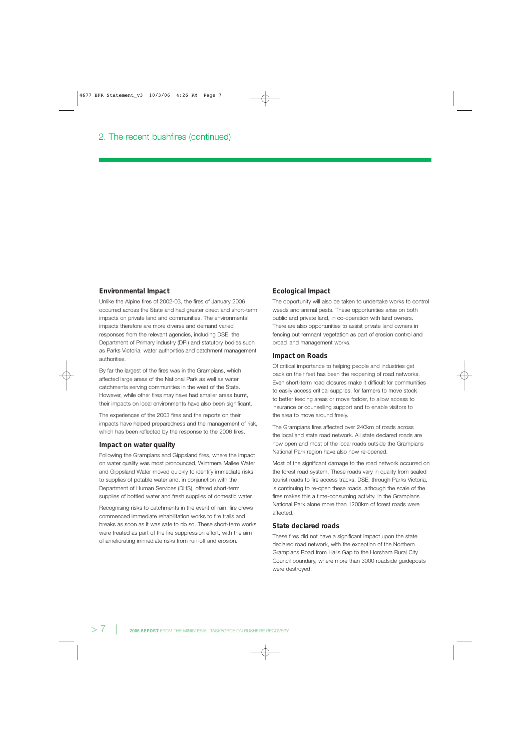## 2. The recent bushfires (continued)

### Environmental Impact

Unlike the Alpine fires of 2002-03, the fires of January 2006 occurred across the State and had greater direct and short-term impacts on private land and communities. The environmental impacts therefore are more diverse and demand varied responses from the relevant agencies, including DSE, the Department of Primary Industry (DPI) and statutory bodies such as Parks Victoria, water authorities and catchment management authorities.

By far the largest of the fires was in the Grampians, which affected large areas of the National Park as well as water catchments serving communities in the west of the State. However, while other fires may have had smaller areas burnt, their impacts on local environments have also been significant.

The experiences of the 2003 fires and the reports on their impacts have helped preparedness and the management of risk, which has been reflected by the response to the 2006 fires.

### Impact on water quality

Following the Grampians and Gippsland fires, where the impact on water quality was most pronounced, Wimmera Mallee Water and Gippsland Water moved quickly to identify immediate risks to supplies of potable water and, in conjunction with the Department of Human Services (DHS), offered short-term supplies of bottled water and fresh supplies of domestic water.

Recognising risks to catchments in the event of rain, fire crews commenced immediate rehabilitation works to fire trails and breaks as soon as it was safe to do so. These short-term works were treated as part of the fire suppression effort, with the aim of ameliorating immediate risks from run-off and erosion.

### Ecological Impact

The opportunity will also be taken to undertake works to control weeds and animal pests. These opportunities arise on both public and private land, in co-operation with land owners. There are also opportunities to assist private land owners in fencing out remnant vegetation as part of erosion control and broad land management works.

### Impact on Roads

Of critical importance to helping people and industries get back on their feet has been the reopening of road networks. Even short-term road closures make it difficult for communities to easily access critical supplies, for farmers to move stock to better feeding areas or move fodder, to allow access to insurance or counselling support and to enable visitors to the area to move around freely.

The Grampians fires affected over 240km of roads across the local and state road network. All state declared roads are now open and most of the local roads outside the Grampians National Park region have also now re-opened.

Most of the significant damage to the road network occurred on the forest road system. These roads vary in quality from sealed tourist roads to fire access tracks. DSE, through Parks Victoria, is continuing to re-open these roads, although the scale of the fires makes this a time-consuming activity. In the Grampians National Park alone more than 1200km of forest roads were affected.

### State declared roads

These fires did not have a significant impact upon the state declared road network, with the exception of the Northern Grampians Road from Halls Gap to the Horsham Rural City Council boundary, where more than 3000 roadside guideposts were destroyed.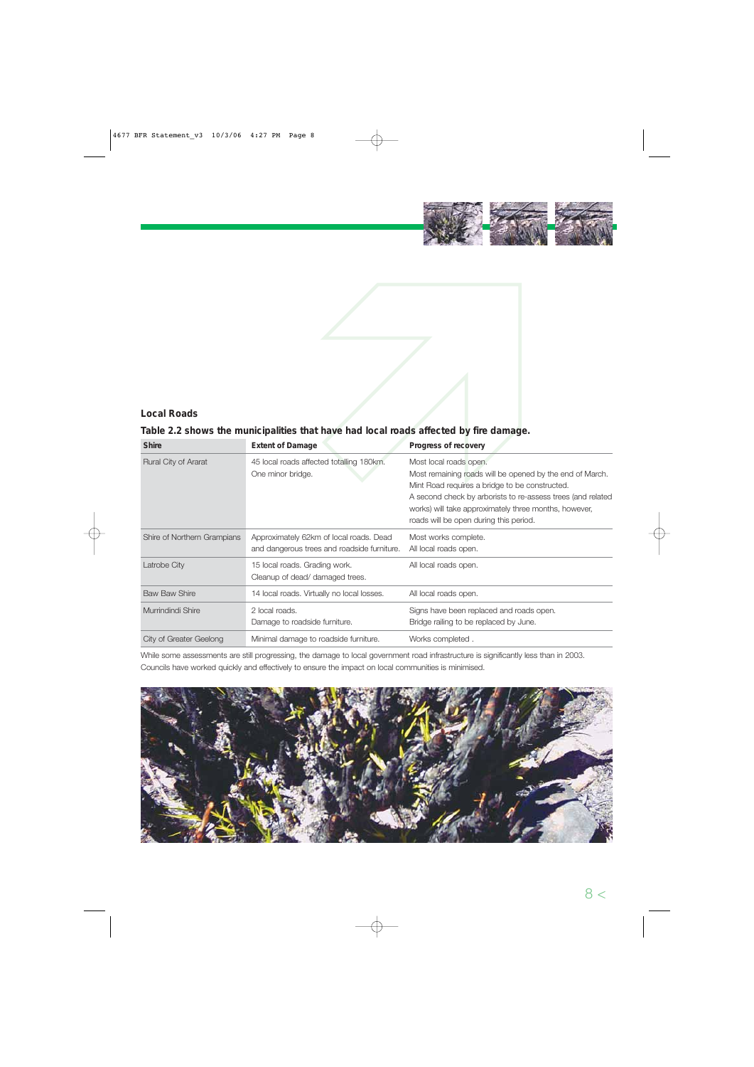## Local Roads

**Table 2.2 shows the municipalities that have had local roads affected by fire damage.**

| Shire | Extent of Damage | Progress of recovery |
|---|---|---|
| Rural City of Ararat | 45 local roads affected totalling 180km.<br>One minor bridge. | Most local roads open.<br>Most remaining roads will be opened by the end of March.<br>Mint Road requires a bridge to be constructed.<br>A second check by arborists to re-assess trees (and related works) will take approximately three months, however, roads will be open during this period. |
| Shire of Northern Grampians | Approximately 62km of local roads. Dead and dangerous trees and roadside furniture. | Most works complete.<br>All local roads open. |
| Latrobe City | 15 local roads. Grading work.<br>Cleanup of dead/ damaged trees. | All local roads open. |
| Baw Baw Shire | 14 local roads. Virtually no local losses. | All local roads open. |
| Murrindindi Shire | 2 local roads.<br>Damage to roadside furniture. | Signs have been replaced and roads open.<br>Bridge railing to be replaced by June. |
| City of Greater Geelong | Minimal damage to roadside furniture. | Works completed . |

While some assessments are still progressing, the damage to local government road infrastructure is significantly less than in 2003. Councils have worked quickly and effectively to ensure the impact on local communities is minimised.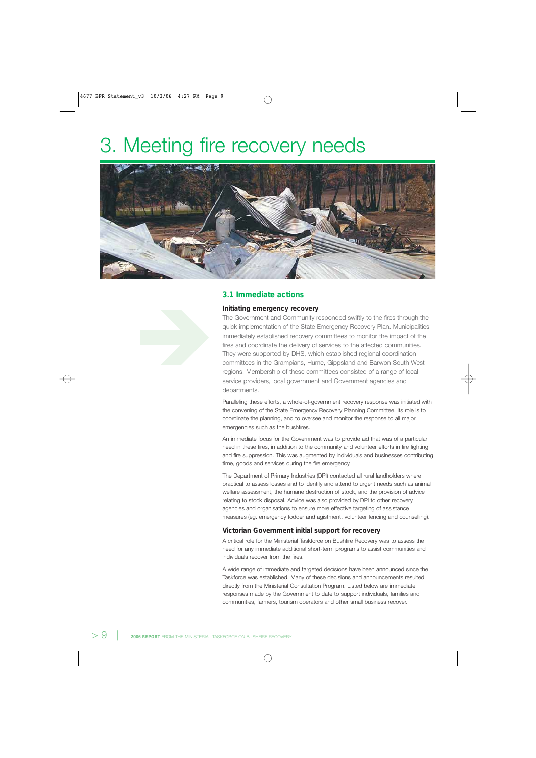# 3. Meeting fire recovery needs

## 3.1 Immediate actions

### Initiating emergency recovery

The Government and Community responded swiftly to the fires through the quick implementation of the State Emergency Recovery Plan. Municipalities immediately established recovery committees to monitor the impact of the fires and coordinate the delivery of services to the affected communities. They were supported by DHS, which established regional coordination committees in the Grampians, Hume, Gippsland and Barwon South West regions. Membership of these committees consisted of a range of local service providers, local government and Government agencies and departments.

Paralleling these efforts, a whole-of-government recovery response was initiated with the convening of the State Emergency Recovery Planning Committee. Its role is to coordinate the planning, and to oversee and monitor the response to all major emergencies such as the bushfires.

An immediate focus for the Government was to provide aid that was of a particular need in these fires, in addition to the community and volunteer efforts in fire fighting and fire suppression. This was augmented by individuals and businesses contributing time, goods and services during the fire emergency.

The Department of Primary Industries (DPI) contacted all rural landholders where practical to assess losses and to identify and attend to urgent needs such as animal welfare assessment, the humane destruction of stock, and the provision of advice relating to stock disposal. Advice was also provided by DPI to other recovery agencies and organisations to ensure more effective targeting of assistance measures (eg. emergency fodder and agistment, volunteer fencing and counselling).

### Victorian Government initial support for recovery

A critical role for the Ministerial Taskforce on Bushfire Recovery was to assess the need for any immediate additional short-term programs to assist communities and individuals recover from the fires.

A wide range of immediate and targeted decisions have been announced since the Taskforce was established. Many of these decisions and announcements resulted directly from the Ministerial Consultation Program. Listed below are immediate responses made by the Government to date to support individuals, families and communities, farmers, tourism operators and other small business recover.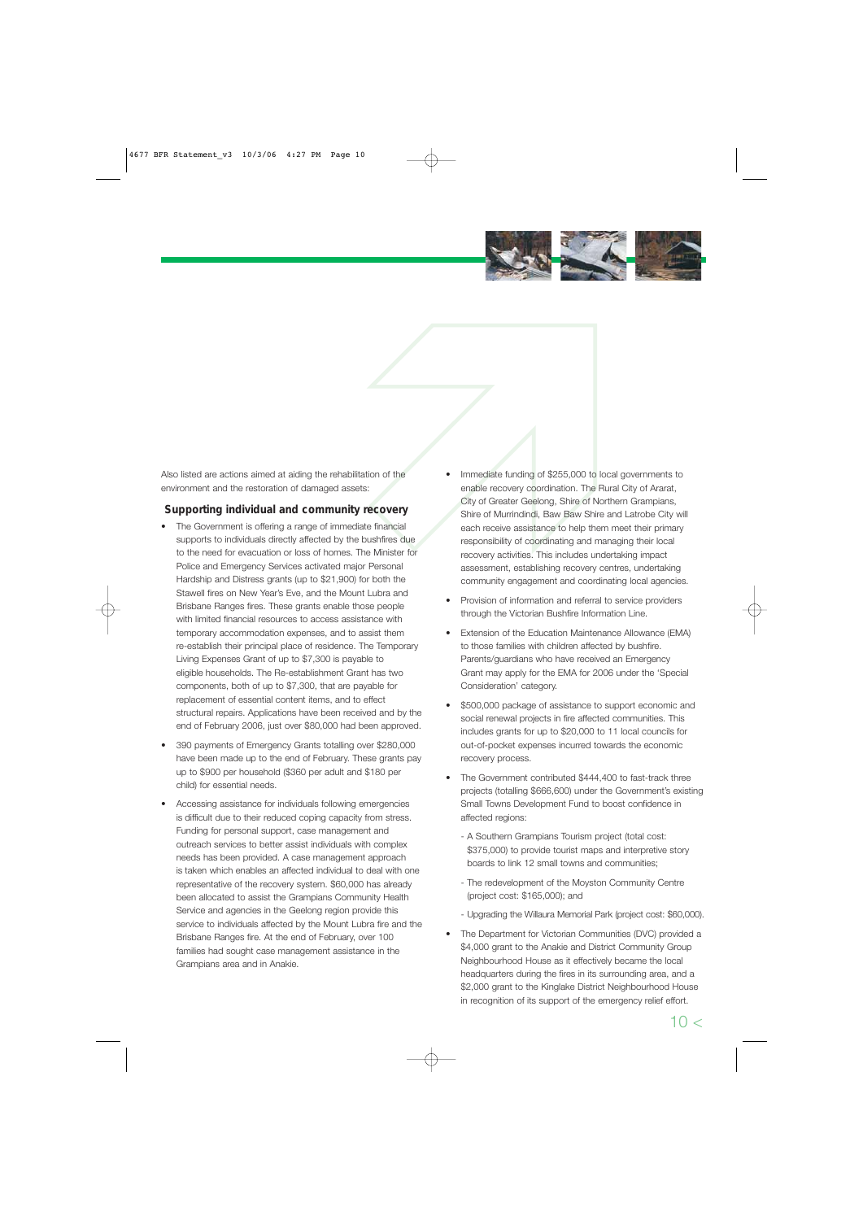Also listed are actions aimed at aiding the rehabilitation of the environment and the restoration of damaged assets:

### Supporting individual and community recovery

- The Government is offering a range of immediate financial supports to individuals directly affected by the bushfires due to the need for evacuation or loss of homes. The Minister for Police and Emergency Services activated major Personal Hardship and Distress grants (up to $21,900) for both the Stawell fires on New Year's Eve, and the Mount Lubra and Brisbane Ranges fires. These grants enable those people with limited financial resources to access assistance with temporary accommodation expenses, and to assist them re-establish their principal place of residence. The Temporary Living Expenses Grant of up to $7,300 is payable to eligible households. The Re-establishment Grant has two components, both of up to $7,300, that are payable for replacement of essential content items, and to effect structural repairs. Applications have been received and by the end of February 2006, just over $80,000 had been approved.

- 390 payments of Emergency Grants totalling over $280,000 have been made up to the end of February. These grants pay up to $900 per household ($360 per adult and $180 per child) for essential needs.

- Accessing assistance for individuals following emergencies is difficult due to their reduced coping capacity from stress. Funding for personal support, case management and outreach services to better assist individuals with complex needs has been provided. A case management approach is taken which enables an affected individual to deal with one representative of the recovery system. $60,000 has already been allocated to assist the Grampians Community Health Service and agencies in the Geelong region provide this service to individuals affected by the Mount Lubra fire and the Brisbane Ranges fire. At the end of February, over 100 families had sought case management assistance in the Grampians area and in Anakie.

- Immediate funding of $255,000 to local governments to enable recovery coordination. The Rural City of Ararat, City of Greater Geelong, Shire of Northern Grampians, Shire of Murrindindi, Baw Baw Shire and Latrobe City will each receive assistance to help them meet their primary responsibility of coordinating and managing their local recovery activities. This includes undertaking impact assessment, establishing recovery centres, undertaking community engagement and coordinating local agencies.

- Provision of information and referral to service providers through the Victorian Bushfire Information Line.

- Extension of the Education Maintenance Allowance (EMA) to those families with children affected by bushfire. Parents/guardians who have received an Emergency Grant may apply for the EMA for 2006 under the 'Special Consideration' category.

- $500,000 package of assistance to support economic and social renewal projects in fire affected communities. This includes grants for up to $20,000 to 11 local councils for out-of-pocket expenses incurred towards the economic recovery process.

- The Government contributed $444,400 to fast-track three projects (totalling $666,600) under the Government's existing Small Towns Development Fund to boost confidence in affected regions:
  - A Southern Grampians Tourism project (total cost: $375,000) to provide tourist maps and interpretive story boards to link 12 small towns and communities;
  - The redevelopment of the Moyston Community Centre (project cost: $165,000); and
  - Upgrading the Willaura Memorial Park (project cost: $60,000).

- The Department for Victorian Communities (DVC) provided a $4,000 grant to the Anakie and District Community Group Neighbourhood House as it effectively became the local headquarters during the fires in its surrounding area, and a $2,000 grant to the Kinglake District Neighbourhood House in recognition of its support of the emergency relief effort.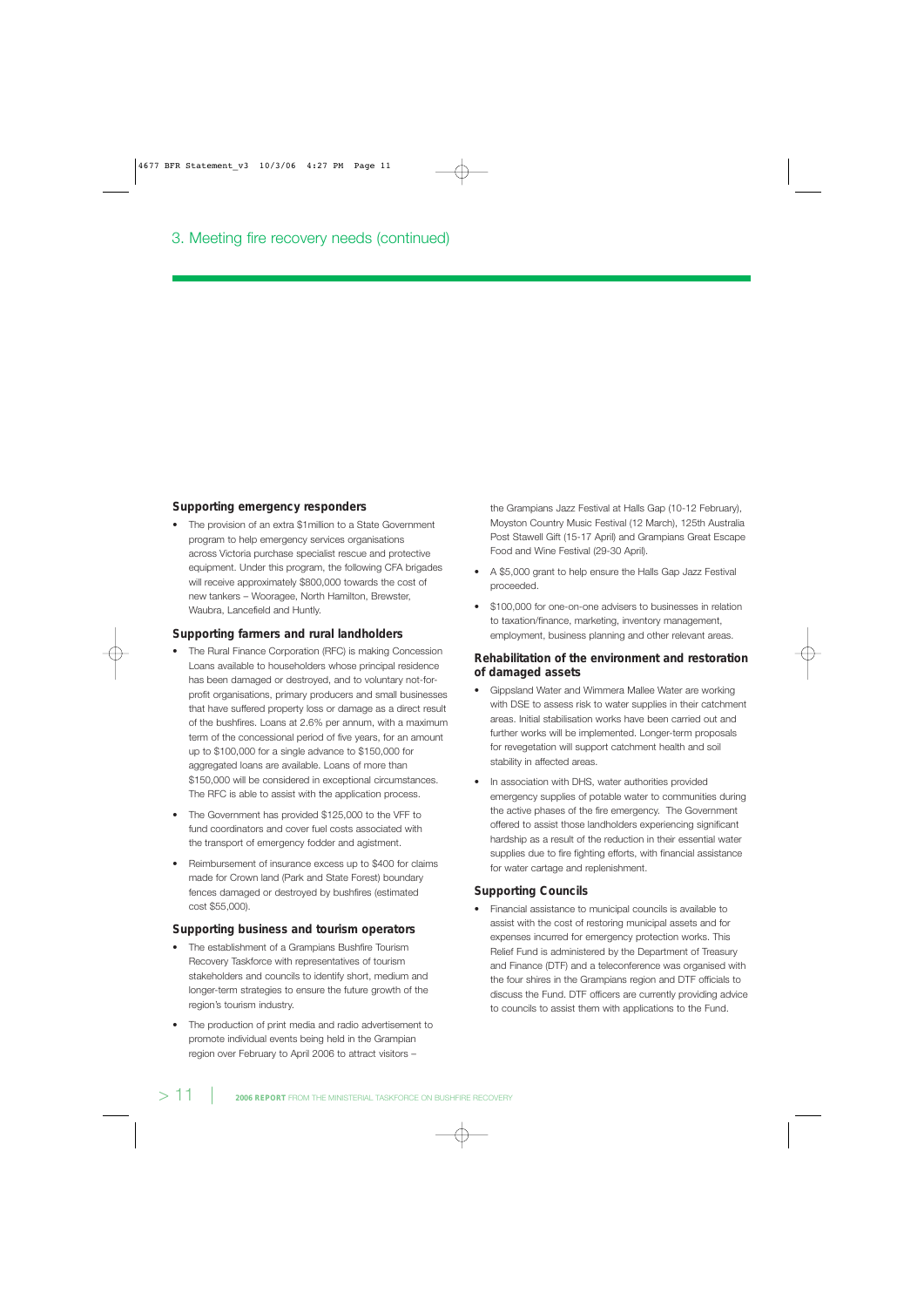## 3. Meeting fire recovery needs (continued)

### Supporting emergency responders

- The provision of an extra $1million to a State Government program to help emergency services organisations across Victoria purchase specialist rescue and protective equipment. Under this program, the following CFA brigades will receive approximately $800,000 towards the cost of new tankers – Wooragee, North Hamilton, Brewster, Waubra, Lancefield and Huntly.

### Supporting farmers and rural landholders

- The Rural Finance Corporation (RFC) is making Concession Loans available to householders whose principal residence has been damaged or destroyed, and to voluntary not-for-profit organisations, primary producers and small businesses that have suffered property loss or damage as a direct result of the bushfires. Loans at 2.6% per annum, with a maximum term of the concessional period of five years, for an amount up to $100,000 for a single advance to $150,000 for aggregated loans are available. Loans of more than $150,000 will be considered in exceptional circumstances. The RFC is able to assist with the application process.
- The Government has provided $125,000 to the VFF to fund coordinators and cover fuel costs associated with the transport of emergency fodder and agistment.
- Reimbursement of insurance excess up to $400 for claims made for Crown land (Park and State Forest) boundary fences damaged or destroyed by bushfires (estimated cost $55,000).

### Supporting business and tourism operators

- The establishment of a Grampians Bushfire Tourism Recovery Taskforce with representatives of tourism stakeholders and councils to identify short, medium and longer-term strategies to ensure the future growth of the region's tourism industry.
- The production of print media and radio advertisement to promote individual events being held in the Grampian region over February to April 2006 to attract visitors – the Grampians Jazz Festival at Halls Gap (10-12 February), Moyston Country Music Festival (12 March), 125th Australia Post Stawell Gift (15-17 April) and Grampians Great Escape Food and Wine Festival (29-30 April).
- A $5,000 grant to help ensure the Halls Gap Jazz Festival proceeded.
- $100,000 for one-on-one advisers to businesses in relation to taxation/finance, marketing, inventory management, employment, business planning and other relevant areas.

### Rehabilitation of the environment and restoration of damaged assets

- Gippsland Water and Wimmera Mallee Water are working with DSE to assess risk to water supplies in their catchment areas. Initial stabilisation works have been carried out and further works will be implemented. Longer-term proposals for revegetation will support catchment health and soil stability in affected areas.
- In association with DHS, water authorities provided emergency supplies of potable water to communities during the active phases of the fire emergency. The Government offered to assist those landholders experiencing significant hardship as a result of the reduction in their essential water supplies due to fire fighting efforts, with financial assistance for water cartage and replenishment.

### Supporting Councils

- Financial assistance to municipal councils is available to assist with the cost of restoring municipal assets and for expenses incurred for emergency protection works. This Relief Fund is administered by the Department of Treasury and Finance (DTF) and a teleconference was organised with the four shires in the Grampians region and DTF officials to discuss the Fund. DTF officers are currently providing advice to councils to assist them with applications to the Fund.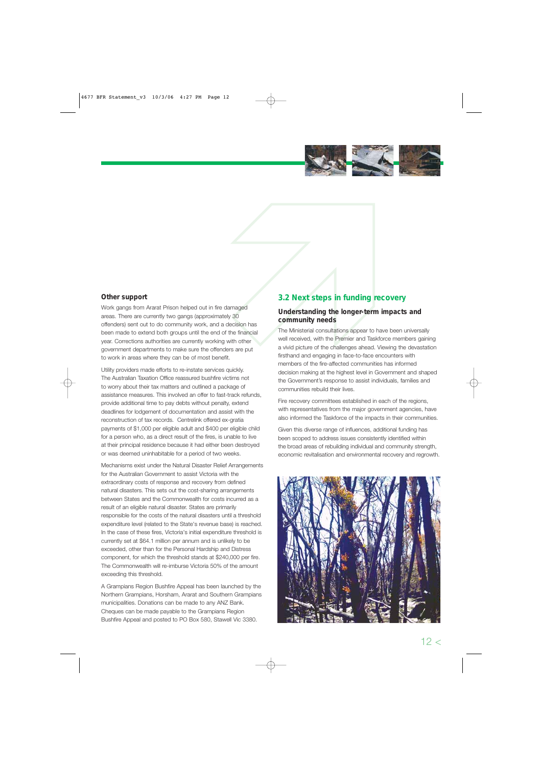### Other support

Work gangs from Ararat Prison helped out in fire damaged areas. There are currently two gangs (approximately 30 offenders) sent out to do community work, and a decision has been made to extend both groups until the end of the financial year. Corrections authorities are currently working with other government departments to make sure the offenders are put to work in areas where they can be of most benefit.

Utility providers made efforts to re-instate services quickly. The Australian Taxation Office reassured bushfire victims not to worry about their tax matters and outlined a package of assistance measures. This involved an offer to fast-track refunds, provide additional time to pay debts without penalty, extend deadlines for lodgement of documentation and assist with the reconstruction of tax records. Centrelink offered ex-gratia payments of $1,000 per eligible adult and $400 per eligible child for a person who, as a direct result of the fires, is unable to live at their principal residence because it had either been destroyed or was deemed uninhabitable for a period of two weeks.

Mechanisms exist under the Natural Disaster Relief Arrangements for the Australian Government to assist Victoria with the extraordinary costs of response and recovery from defined natural disasters. This sets out the cost-sharing arrangements between States and the Commonwealth for costs incurred as a result of an eligible natural disaster. States are primarily responsible for the costs of the natural disasters until a threshold expenditure level (related to the State's revenue base) is reached. In the case of these fires, Victoria's initial expenditure threshold is currently set at $64.1 million per annum and is unlikely to be exceeded, other than for the Personal Hardship and Distress component, for which the threshold stands at $240,000 per fire. The Commonwealth will re-imburse Victoria 50% of the amount exceeding this threshold.

A Grampians Region Bushfire Appeal has been launched by the Northern Grampians, Horsham, Ararat and Southern Grampians municipalities. Donations can be made to any ANZ Bank. Cheques can be made payable to the Grampians Region Bushfire Appeal and posted to PO Box 580, Stawell Vic 3380.

## 3.2 Next steps in funding recovery

### Understanding the longer-term impacts and community needs

The Ministerial consultations appear to have been universally well received, with the Premier and Taskforce members gaining a vivid picture of the challenges ahead. Viewing the devastation firsthand and engaging in face-to-face encounters with members of the fire-affected communities has informed decision making at the highest level in Government and shaped the Government's response to assist individuals, families and communities rebuild their lives.

Fire recovery committees established in each of the regions, with representatives from the major government agencies, have also informed the Taskforce of the impacts in their communities.

Given this diverse range of influences, additional funding has been scoped to address issues consistently identified within the broad areas of rebuilding individual and community strength, economic revitalisation and environmental recovery and regrowth.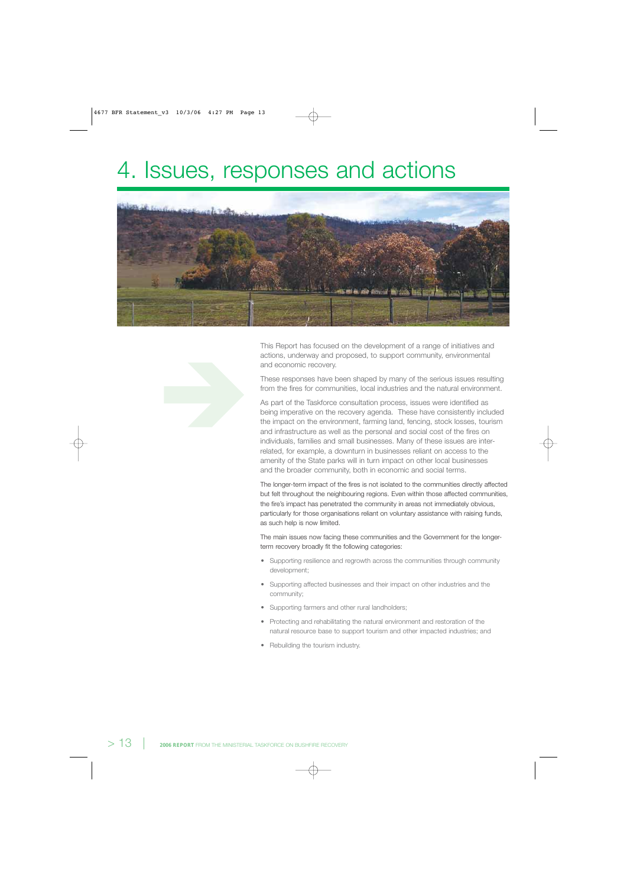# 4. Issues, responses and actions

This Report has focused on the development of a range of initiatives and actions, underway and proposed, to support community, environmental and economic recovery.

These responses have been shaped by many of the serious issues resulting from the fires for communities, local industries and the natural environment.

As part of the Taskforce consultation process, issues were identified as being imperative on the recovery agenda. These have consistently included the impact on the environment, farming land, fencing, stock losses, tourism and infrastructure as well as the personal and social cost of the fires on individuals, families and small businesses. Many of these issues are inter-related, for example, a downturn in businesses reliant on access to the amenity of the State parks will in turn impact on other local businesses and the broader community, both in economic and social terms.

The longer-term impact of the fires is not isolated to the communities directly affected but felt throughout the neighbouring regions. Even within those affected communities, the fire's impact has penetrated the community in areas not immediately obvious, particularly for those organisations reliant on voluntary assistance with raising funds, as such help is now limited.

The main issues now facing these communities and the Government for the longer-term recovery broadly fit the following categories:

- Supporting resilience and regrowth across the communities through community development;
- Supporting affected businesses and their impact on other industries and the community;
- Supporting farmers and other rural landholders;
- Protecting and rehabilitating the natural environment and restoration of the natural resource base to support tourism and other impacted industries; and
- Rebuilding the tourism industry.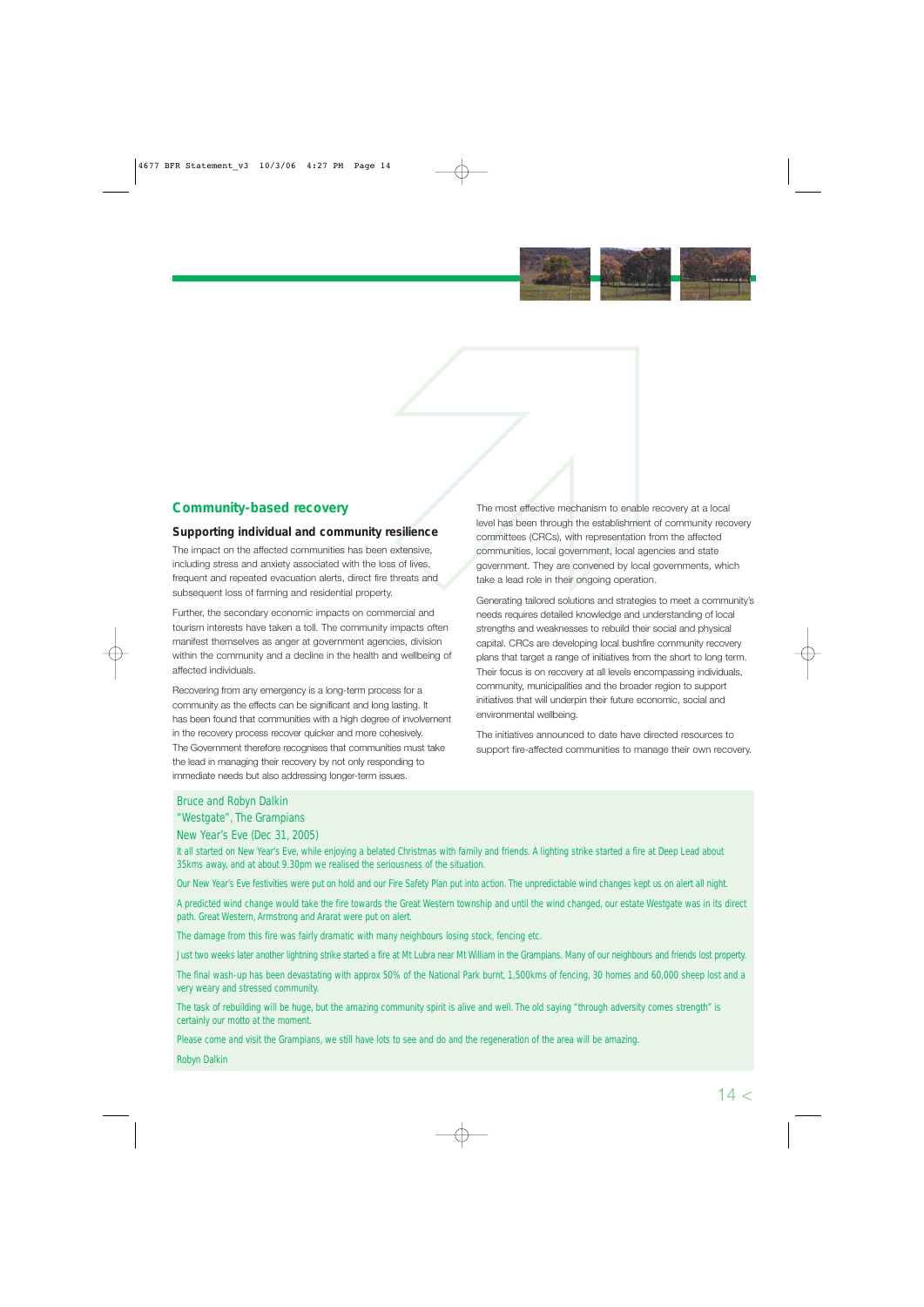## Community-based recovery

### Supporting individual and community resilience

The impact on the affected communities has been extensive, including stress and anxiety associated with the loss of lives, frequent and repeated evacuation alerts, direct fire threats and subsequent loss of farming and residential property.

Further, the secondary economic impacts on commercial and tourism interests have taken a toll. The community impacts often manifest themselves as anger at government agencies, division within the community and a decline in the health and wellbeing of affected individuals.

Recovering from any emergency is a long-term process for a community as the effects can be significant and long lasting. It has been found that communities with a high degree of involvement in the recovery process recover quicker and more cohesively. The Government therefore recognises that communities must take the lead in managing their recovery by not only responding to immediate needs but also addressing longer-term issues.

The most effective mechanism to enable recovery at a local level has been through the establishment of community recovery committees (CRCs), with representation from the affected communities, local government, local agencies and state government. They are convened by local governments, which take a lead role in their ongoing operation.

Generating tailored solutions and strategies to meet a community's needs requires detailed knowledge and understanding of local strengths and weaknesses to rebuild their social and physical capital. CRCs are developing local bushfire community recovery plans that target a range of initiatives from the short to long term. Their focus is on recovery at all levels encompassing individuals, community, municipalities and the broader region to support initiatives that will underpin their future economic, social and environmental wellbeing.

The initiatives announced to date have directed resources to support fire-affected communities to manage their own recovery.

Bruce and Robyn Dalkin
"Westgate", The Grampians
New Year's Eve (Dec 31, 2005)

It all started on New Year's Eve, while enjoying a belated Christmas with family and friends. A lighting strike started a fire at Deep Lead about 35kms away, and at about 9.30pm we realised the seriousness of the situation.

Our New Year's Eve festivities were put on hold and our Fire Safety Plan put into action. The unpredictable wind changes kept us on alert all night.

A predicted wind change would take the fire towards the Great Western township and until the wind changed, our estate Westgate was in its direct path. Great Western, Armstrong and Ararat were put on alert.

The damage from this fire was fairly dramatic with many neighbours losing stock, fencing etc.

Just two weeks later another lightning strike started a fire at Mt Lubra near Mt William in the Grampians. Many of our neighbours and friends lost property.

The final wash-up has been devastating with approx 50% of the National Park burnt, 1,500kms of fencing, 30 homes and 60,000 sheep lost and a very weary and stressed community.

The task of rebuilding will be huge, but the amazing community spirit is alive and well. The old saying "through adversity comes strength" is certainly our motto at the moment.

Please come and visit the Grampians, we still have lots to see and do and the regeneration of the area will be amazing.

Robyn Dalkin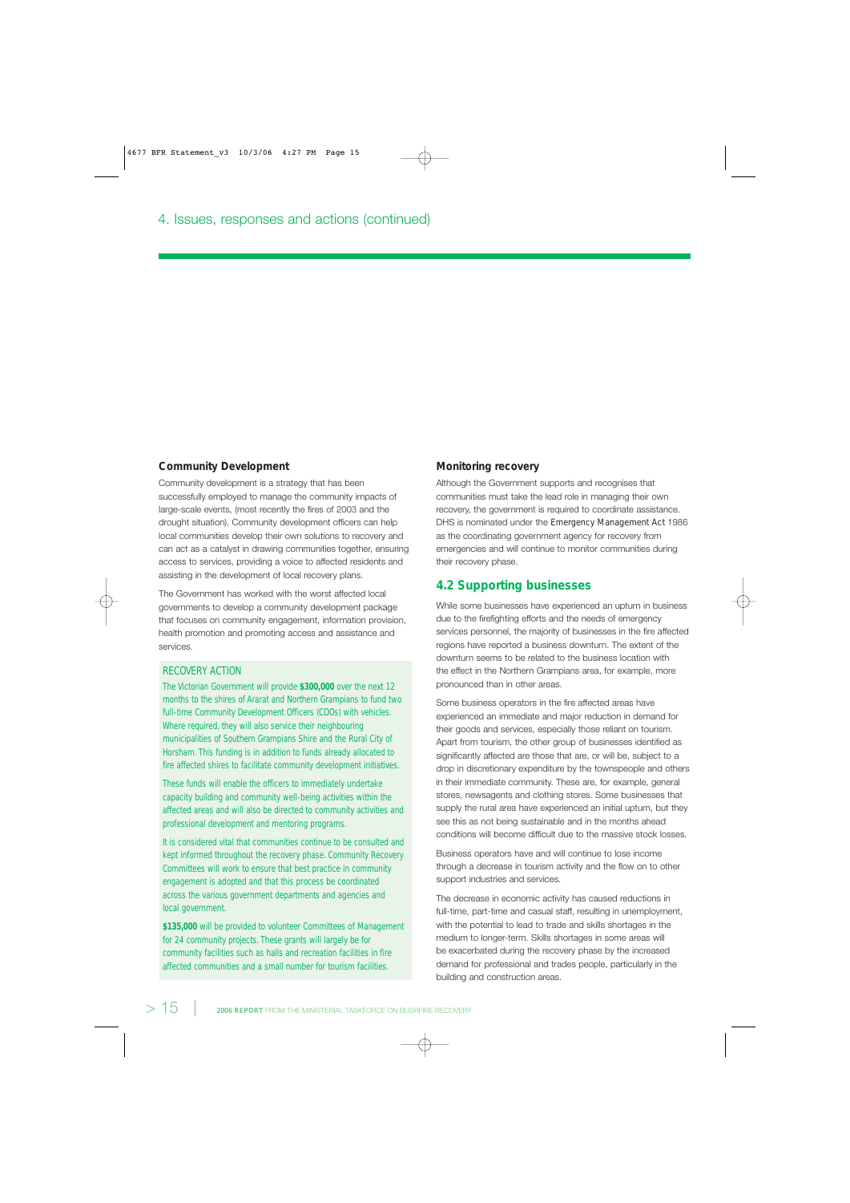# 4. Issues, responses and actions (continued)

### Community Development

Community development is a strategy that has been successfully employed to manage the community impacts of large-scale events, (most recently the fires of 2003 and the drought situation). Community development officers can help local communities develop their own solutions to recovery and can act as a catalyst in drawing communities together, ensuring access to services, providing a voice to affected residents and assisting in the development of local recovery plans.

The Government has worked with the worst affected local governments to develop a community development package that focuses on community engagement, information provision, health promotion and promoting access and assistance and services.

RECOVERY ACTION

The Victorian Government will provide **$300,000** over the next 12 months to the shires of Ararat and Northern Grampians to fund two full-time Community Development Officers (CDOs) with vehicles. Where required, they will also service their neighbouring municipalities of Southern Grampians Shire and the Rural City of Horsham. This funding is in addition to funds already allocated to fire affected shires to facilitate community development initiatives.

These funds will enable the officers to immediately undertake capacity building and community well-being activities within the affected areas and will also be directed to community activities and professional development and mentoring programs.

It is considered vital that communities continue to be consulted and kept informed throughout the recovery phase. Community Recovery Committees will work to ensure that best practice in community engagement is adopted and that this process be coordinated across the various government departments and agencies and local government.

**$135,000** will be provided to volunteer Committees of Management for 24 community projects. These grants will largely be for community facilities such as halls and recreation facilities in fire affected communities and a small number for tourism facilities.

### Monitoring recovery

Although the Government supports and recognises that communities must take the lead role in managing their own recovery, the government is required to coordinate assistance. DHS is nominated under the *Emergency Management Act* 1986 as the coordinating government agency for recovery from emergencies and will continue to monitor communities during their recovery phase.

## 4.2 Supporting businesses

While some businesses have experienced an upturn in business due to the firefighting efforts and the needs of emergency services personnel, the majority of businesses in the fire affected regions have reported a business downturn. The extent of the downturn seems to be related to the business location with the effect in the Northern Grampians area, for example, more pronounced than in other areas.

Some business operators in the fire affected areas have experienced an immediate and major reduction in demand for their goods and services, especially those reliant on tourism. Apart from tourism, the other group of businesses identified as significantly affected are those that are, or will be, subject to a drop in discretionary expenditure by the townspeople and others in their immediate community. These are, for example, general stores, newsagents and clothing stores. Some businesses that supply the rural area have experienced an initial upturn, but they see this as not being sustainable and in the months ahead conditions will become difficult due to the massive stock losses.

Business operators have and will continue to lose income through a decrease in tourism activity and the flow on to other support industries and services.

The decrease in economic activity has caused reductions in full-time, part-time and casual staff, resulting in unemployment, with the potential to lead to trade and skills shortages in the medium to longer-term. Skills shortages in some areas will be exacerbated during the recovery phase by the increased demand for professional and trades people, particularly in the building and construction areas.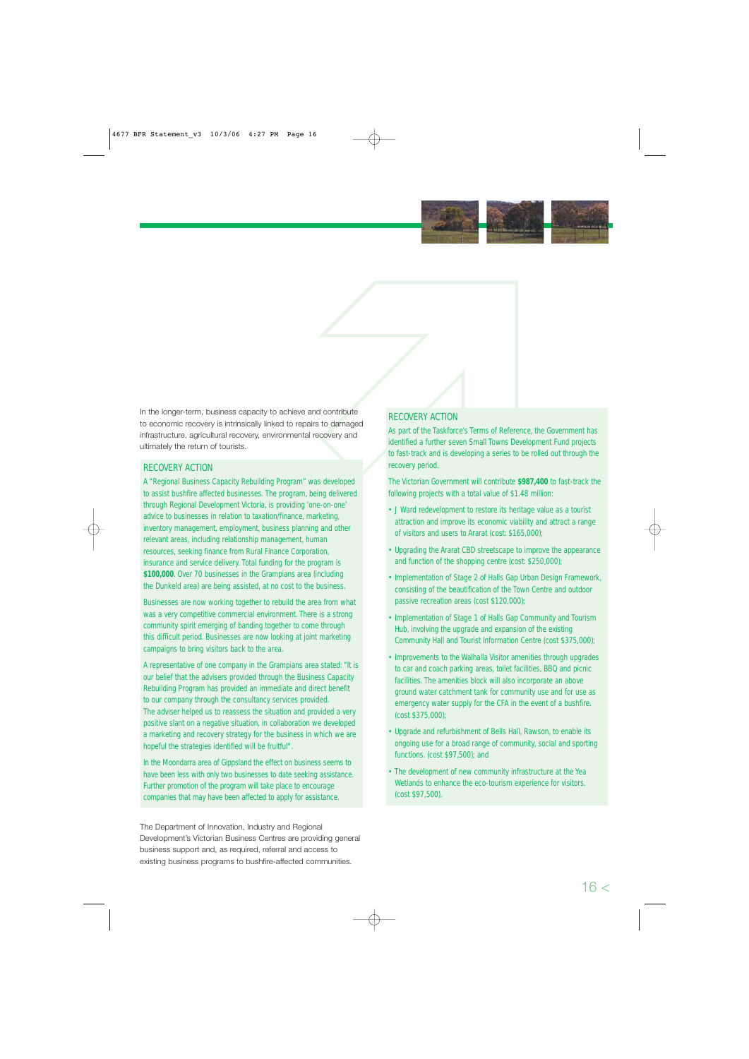In the longer-term, business capacity to achieve and contribute to economic recovery is intrinsically linked to repairs to damaged infrastructure, agricultural recovery, environmental recovery and ultimately the return of tourists.

## RECOVERY ACTION

A "Regional Business Capacity Rebuilding Program" was developed to assist bushfire affected businesses. The program, being delivered through Regional Development Victoria, is providing 'one-on-one' advice to businesses in relation to taxation/finance, marketing, inventory management, employment, business planning and other relevant areas, including relationship management, human resources, seeking finance from Rural Finance Corporation, insurance and service delivery. Total funding for the program is **$100,000**. Over 70 businesses in the Grampians area (including the Dunkeld area) are being assisted, at no cost to the business.

Businesses are now working together to rebuild the area from what was a very competitive commercial environment. There is a strong community spirit emerging of banding together to come through this difficult period. Businesses are now looking at joint marketing campaigns to bring visitors back to the area.

A representative of one company in the Grampians area stated: "It is our belief that the advisers provided through the Business Capacity Rebuilding Program has provided an immediate and direct benefit to our company through the consultancy services provided. The adviser helped us to reassess the situation and provided a very positive slant on a negative situation, in collaboration we developed a marketing and recovery strategy for the business in which we are hopeful the strategies identified will be fruitful".

In the Moondarra area of Gippsland the effect on business seems to have been less with only two businesses to date seeking assistance. Further promotion of the program will take place to encourage companies that may have been affected to apply for assistance.

The Department of Innovation, Industry and Regional Development's Victorian Business Centres are providing general business support and, as required, referral and access to existing business programs to bushfire-affected communities.

## RECOVERY ACTION

As part of the Taskforce's Terms of Reference, the Government has identified a further seven Small Towns Development Fund projects to fast-track and is developing a series to be rolled out through the recovery period.

The Victorian Government will contribute **$987,400** to fast-track the following projects with a total value of $1.48 million:

- J Ward redevelopment to restore its heritage value as a tourist attraction and improve its economic viability and attract a range of visitors and users to Ararat (cost: $165,000);
- Upgrading the Ararat CBD streetscape to improve the appearance and function of the shopping centre (cost: $250,000);
- Implementation of Stage 2 of Halls Gap Urban Design Framework, consisting of the beautification of the Town Centre and outdoor passive recreation areas (cost $120,000);
- Implementation of Stage 1 of Halls Gap Community and Tourism Hub, involving the upgrade and expansion of the existing Community Hall and Tourist Information Centre (cost $375,000);
- Improvements to the Walhalla Visitor amenities through upgrades to car and coach parking areas, toilet facilities, BBQ and picnic facilities. The amenities block will also incorporate an above ground water catchment tank for community use and for use as emergency water supply for the CFA in the event of a bushfire. (cost $375,000);
- Upgrade and refurbishment of Bells Hall, Rawson, to enable its ongoing use for a broad range of community, social and sporting functions. (cost $97,500); and
- The development of new community infrastructure at the Yea Wetlands to enhance the eco-tourism experience for visitors. (cost $97,500).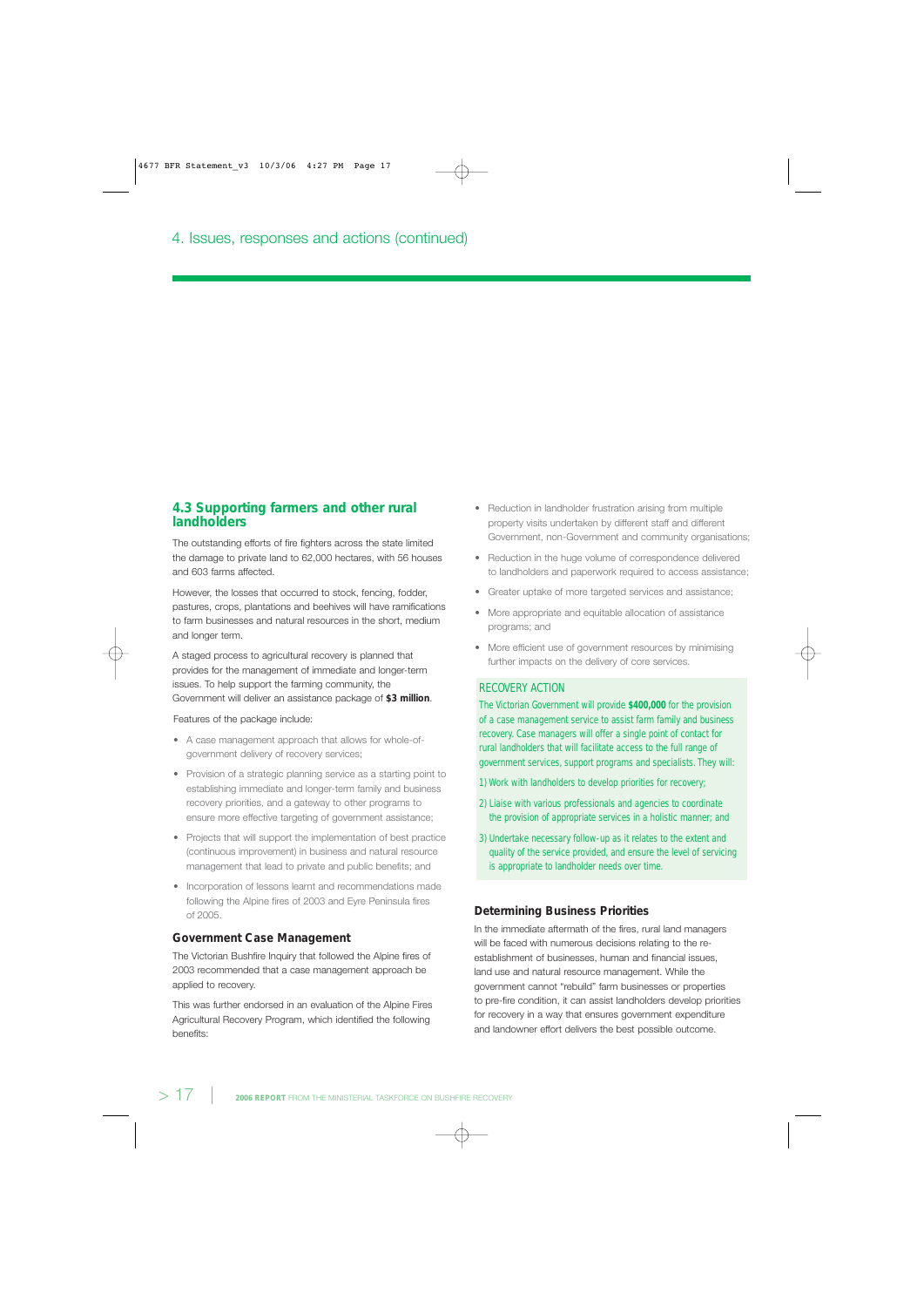# 4. Issues, responses and actions (continued)

## 4.3 Supporting farmers and other rural landholders

The outstanding efforts of fire fighters across the state limited the damage to private land to 62,000 hectares, with 56 houses and 603 farms affected.

However, the losses that occurred to stock, fencing, fodder, pastures, crops, plantations and beehives will have ramifications to farm businesses and natural resources in the short, medium and longer term.

A staged process to agricultural recovery is planned that provides for the management of immediate and longer-term issues. To help support the farming community, the Government will deliver an assistance package of **$3 million**.

Features of the package include:

- A case management approach that allows for whole-of-government delivery of recovery services;
- Provision of a strategic planning service as a starting point to establishing immediate and longer-term family and business recovery priorities, and a gateway to other programs to ensure more effective targeting of government assistance;
- Projects that will support the implementation of best practice (continuous improvement) in business and natural resource management that lead to private and public benefits; and
- Incorporation of lessons learnt and recommendations made following the Alpine fires of 2003 and Eyre Peninsula fires of 2005.

### Government Case Management

The Victorian Bushfire Inquiry that followed the Alpine fires of 2003 recommended that a case management approach be applied to recovery.

This was further endorsed in an evaluation of the Alpine Fires Agricultural Recovery Program, which identified the following benefits:

- Reduction in landholder frustration arising from multiple property visits undertaken by different staff and different Government, non-Government and community organisations;
- Reduction in the huge volume of correspondence delivered to landholders and paperwork required to access assistance;
- Greater uptake of more targeted services and assistance;
- More appropriate and equitable allocation of assistance programs; and
- More efficient use of government resources by minimising further impacts on the delivery of core services.

RECOVERY ACTION

The Victorian Government will provide **$400,000** for the provision of a case management service to assist farm family and business recovery. Case managers will offer a single point of contact for rural landholders that will facilitate access to the full range of government services, support programs and specialists. They will:

1) Work with landholders to develop priorities for recovery;

2) Liaise with various professionals and agencies to coordinate the provision of appropriate services in a holistic manner; and

3) Undertake necessary follow-up as it relates to the extent and quality of the service provided, and ensure the level of servicing is appropriate to landholder needs over time.

### Determining Business Priorities

In the immediate aftermath of the fires, rural land managers will be faced with numerous decisions relating to the re-establishment of businesses, human and financial issues, land use and natural resource management. While the government cannot "rebuild" farm businesses or properties to pre-fire condition, it can assist landholders develop priorities for recovery in a way that ensures government expenditure and landowner effort delivers the best possible outcome.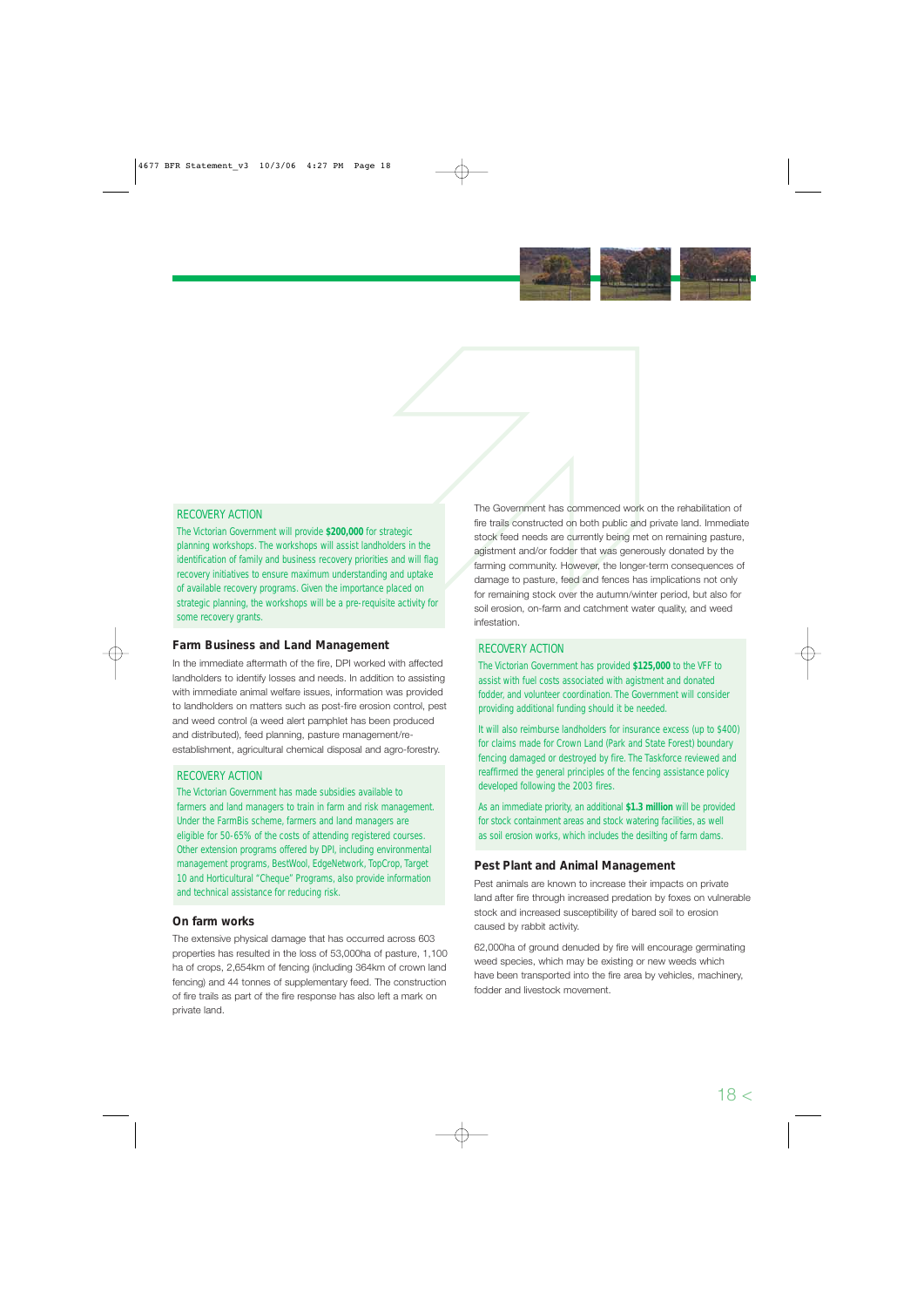### RECOVERY ACTION

The Victorian Government will provide **$200,000** for strategic planning workshops. The workshops will assist landholders in the identification of family and business recovery priorities and will flag recovery initiatives to ensure maximum understanding and uptake of available recovery programs. Given the importance placed on strategic planning, the workshops will be a pre-requisite activity for some recovery grants.

## Farm Business and Land Management

In the immediate aftermath of the fire, DPI worked with affected landholders to identify losses and needs. In addition to assisting with immediate animal welfare issues, information was provided to landholders on matters such as post-fire erosion control, pest and weed control (a weed alert pamphlet has been produced and distributed), feed planning, pasture management/re-establishment, agricultural chemical disposal and agro-forestry.

### RECOVERY ACTION

The Victorian Government has made subsidies available to farmers and land managers to train in farm and risk management. Under the FarmBis scheme, farmers and land managers are eligible for 50-65% of the costs of attending registered courses. Other extension programs offered by DPI, including environmental management programs, BestWool, EdgeNetwork, TopCrop, Target 10 and Horticultural "Cheque" Programs, also provide information and technical assistance for reducing risk.

## On farm works

The extensive physical damage that has occurred across 603 properties has resulted in the loss of 53,000ha of pasture, 1,100 ha of crops, 2,654km of fencing (including 364km of crown land fencing) and 44 tonnes of supplementary feed. The construction of fire trails as part of the fire response has also left a mark on private land.

The Government has commenced work on the rehabilitation of fire trails constructed on both public and private land. Immediate stock feed needs are currently being met on remaining pasture, agistment and/or fodder that was generously donated by the farming community. However, the longer-term consequences of damage to pasture, feed and fences has implications not only for remaining stock over the autumn/winter period, but also for soil erosion, on-farm and catchment water quality, and weed infestation.

### RECOVERY ACTION

The Victorian Government has provided **$125,000** to the VFF to assist with fuel costs associated with agistment and donated fodder, and volunteer coordination. The Government will consider providing additional funding should it be needed.

It will also reimburse landholders for insurance excess (up to $400) for claims made for Crown Land (Park and State Forest) boundary fencing damaged or destroyed by fire. The Taskforce reviewed and reaffirmed the general principles of the fencing assistance policy developed following the 2003 fires.

As an immediate priority, an additional **$1.3 million** will be provided for stock containment areas and stock watering facilities, as well as soil erosion works, which includes the desilting of farm dams.

## Pest Plant and Animal Management

Pest animals are known to increase their impacts on private land after fire through increased predation by foxes on vulnerable stock and increased susceptibility of bared soil to erosion caused by rabbit activity.

62,000ha of ground denuded by fire will encourage germinating weed species, which may be existing or new weeds which have been transported into the fire area by vehicles, machinery, fodder and livestock movement.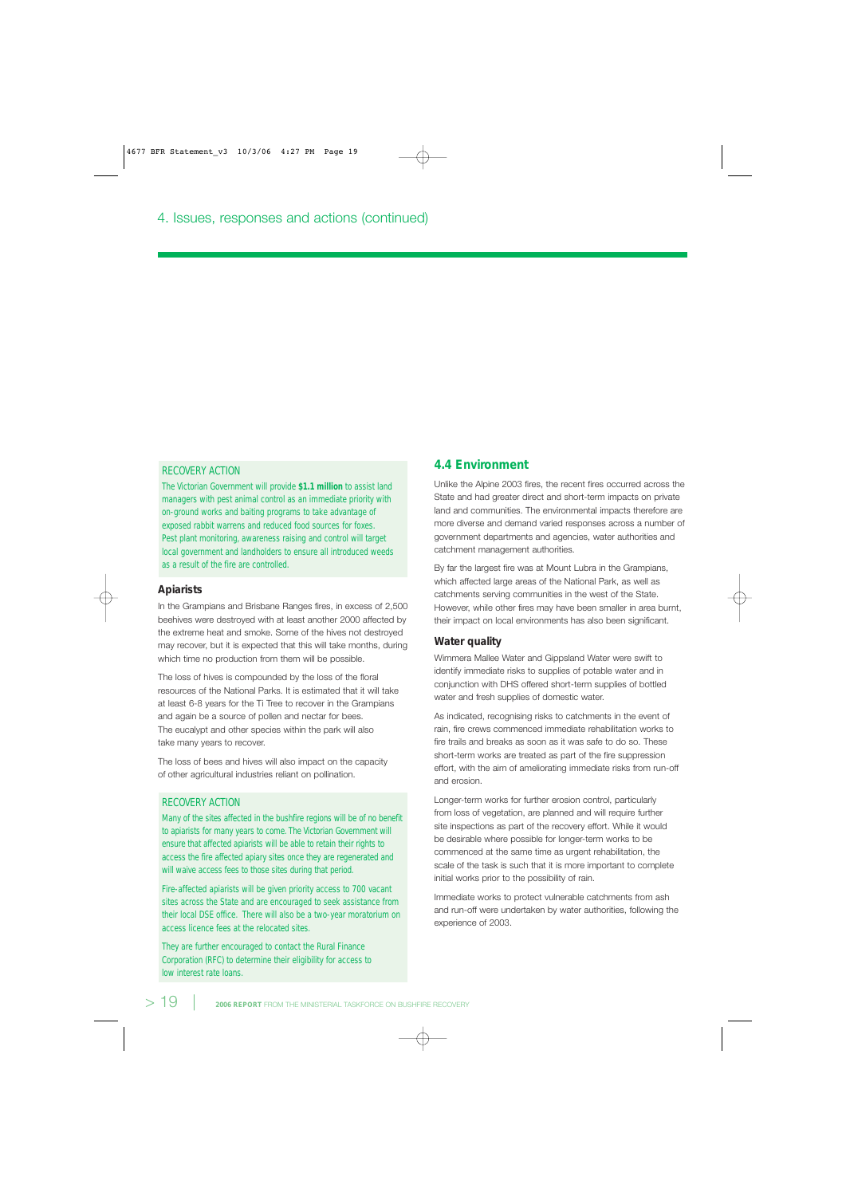## 4. Issues, responses and actions (continued)

RECOVERY ACTION

The Victorian Government will provide **$1.1 million** to assist land managers with pest animal control as an immediate priority with on-ground works and baiting programs to take advantage of exposed rabbit warrens and reduced food sources for foxes. Pest plant monitoring, awareness raising and control will target local government and landholders to ensure all introduced weeds as a result of the fire are controlled.

### Apiarists

In the Grampians and Brisbane Ranges fires, in excess of 2,500 beehives were destroyed with at least another 2000 affected by the extreme heat and smoke. Some of the hives not destroyed may recover, but it is expected that this will take months, during which time no production from them will be possible.

The loss of hives is compounded by the loss of the floral resources of the National Parks. It is estimated that it will take at least 6-8 years for the Ti Tree to recover in the Grampians and again be a source of pollen and nectar for bees. The eucalypt and other species within the park will also take many years to recover.

The loss of bees and hives will also impact on the capacity of other agricultural industries reliant on pollination.

RECOVERY ACTION

Many of the sites affected in the bushfire regions will be of no benefit to apiarists for many years to come. The Victorian Government will ensure that affected apiarists will be able to retain their rights to access the fire affected apiary sites once they are regenerated and will waive access fees to those sites during that period.

Fire-affected apiarists will be given priority access to 700 vacant sites across the State and are encouraged to seek assistance from their local DSE office. There will also be a two-year moratorium on access licence fees at the relocated sites.

They are further encouraged to contact the Rural Finance Corporation (RFC) to determine their eligibility for access to low interest rate loans.

## 4.4 Environment

Unlike the Alpine 2003 fires, the recent fires occurred across the State and had greater direct and short-term impacts on private land and communities. The environmental impacts therefore are more diverse and demand varied responses across a number of government departments and agencies, water authorities and catchment management authorities.

By far the largest fire was at Mount Lubra in the Grampians, which affected large areas of the National Park, as well as catchments serving communities in the west of the State. However, while other fires may have been smaller in area burnt, their impact on local environments has also been significant.

### Water quality

Wimmera Mallee Water and Gippsland Water were swift to identify immediate risks to supplies of potable water and in conjunction with DHS offered short-term supplies of bottled water and fresh supplies of domestic water.

As indicated, recognising risks to catchments in the event of rain, fire crews commenced immediate rehabilitation works to fire trails and breaks as soon as it was safe to do so. These short-term works are treated as part of the fire suppression effort, with the aim of ameliorating immediate risks from run-off and erosion.

Longer-term works for further erosion control, particularly from loss of vegetation, are planned and will require further site inspections as part of the recovery effort. While it would be desirable where possible for longer-term works to be commenced at the same time as urgent rehabilitation, the scale of the task is such that it is more important to complete initial works prior to the possibility of rain.

Immediate works to protect vulnerable catchments from ash and run-off were undertaken by water authorities, following the experience of 2003.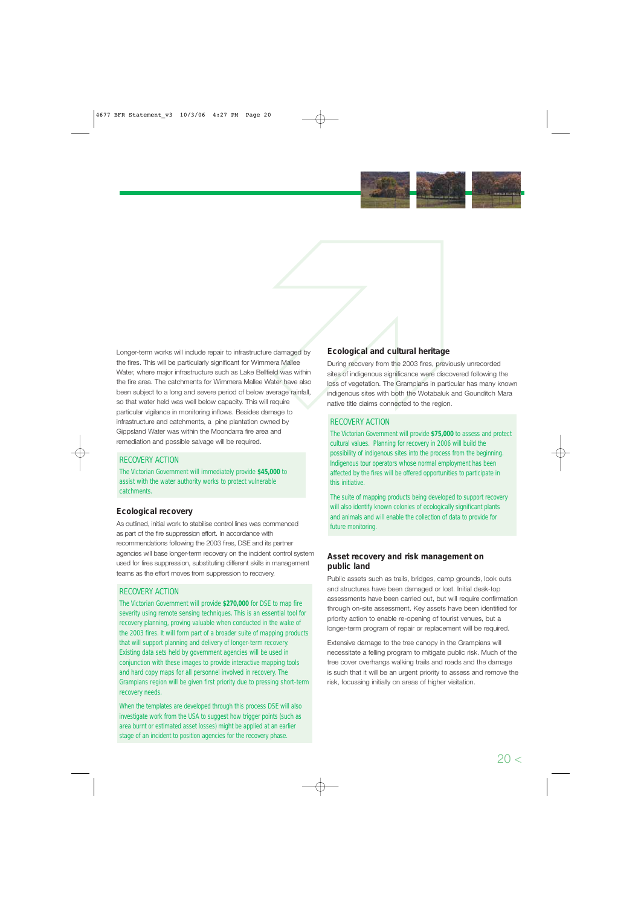Longer-term works will include repair to infrastructure damaged by the fires. This will be particularly significant for Wimmera Mallee Water, where major infrastructure such as Lake Bellfield was within the fire area. The catchments for Wimmera Mallee Water have also been subject to a long and severe period of below average rainfall, so that water held was well below capacity. This will require particular vigilance in monitoring inflows. Besides damage to infrastructure and catchments, a pine plantation owned by Gippsland Water was within the Moondarra fire area and remediation and possible salvage will be required.

RECOVERY ACTION

The Victorian Government will immediately provide **$45,000** to assist with the water authority works to protect vulnerable catchments.

### Ecological recovery

As outlined, initial work to stabilise control lines was commenced as part of the fire suppression effort. In accordance with recommendations following the 2003 fires, DSE and its partner agencies will base longer-term recovery on the incident control system used for fires suppression, substituting different skills in management teams as the effort moves from suppression to recovery.

RECOVERY ACTION

The Victorian Government will provide **$270,000** for DSE to map fire severity using remote sensing techniques. This is an essential tool for recovery planning, proving valuable when conducted in the wake of the 2003 fires. It will form part of a broader suite of mapping products that will support planning and delivery of longer-term recovery. Existing data sets held by government agencies will be used in conjunction with these images to provide interactive mapping tools and hard copy maps for all personnel involved in recovery. The Grampians region will be given first priority due to pressing short-term recovery needs.

When the templates are developed through this process DSE will also investigate work from the USA to suggest how trigger points (such as area burnt or estimated asset losses) might be applied at an earlier stage of an incident to position agencies for the recovery phase.

### Ecological and cultural heritage

During recovery from the 2003 fires, previously unrecorded sites of indigenous significance were discovered following the loss of vegetation. The Grampians in particular has many known indigenous sites with both the Wotabaluk and Gounditch Mara native title claims connected to the region.

RECOVERY ACTION

The Victorian Government will provide **$75,000** to assess and protect cultural values. Planning for recovery in 2006 will build the possibility of indigenous sites into the process from the beginning. Indigenous tour operators whose normal employment has been affected by the fires will be offered opportunities to participate in this initiative.

The suite of mapping products being developed to support recovery will also identify known colonies of ecologically significant plants and animals and will enable the collection of data to provide for future monitoring.

### Asset recovery and risk management on public land

Public assets such as trails, bridges, camp grounds, look outs and structures have been damaged or lost. Initial desk-top assessments have been carried out, but will require confirmation through on-site assessment. Key assets have been identified for priority action to enable re-opening of tourist venues, but a longer-term program of repair or replacement will be required.

Extensive damage to the tree canopy in the Grampians will necessitate a felling program to mitigate public risk. Much of the tree cover overhangs walking trails and roads and the damage is such that it will be an urgent priority to assess and remove the risk, focussing initially on areas of higher visitation.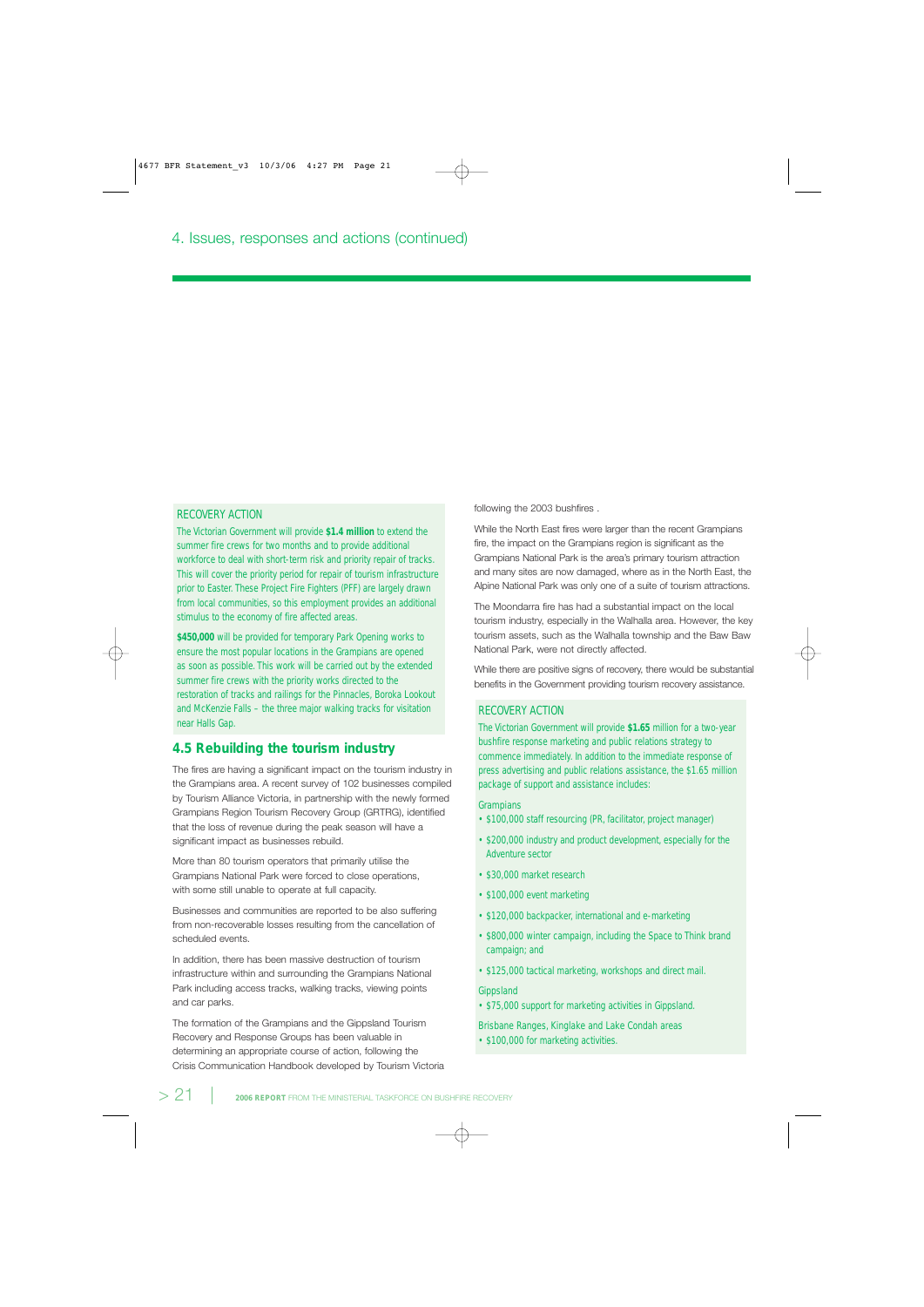## 4. Issues, responses and actions (continued)

RECOVERY ACTION

The Victorian Government will provide **$1.4 million** to extend the summer fire crews for two months and to provide additional workforce to deal with short-term risk and priority repair of tracks. This will cover the priority period for repair of tourism infrastructure prior to Easter. These Project Fire Fighters (PFF) are largely drawn from local communities, so this employment provides an additional stimulus to the economy of fire affected areas.

**$450,000** will be provided for temporary Park Opening works to ensure the most popular locations in the Grampians are opened as soon as possible. This work will be carried out by the extended summer fire crews with the priority works directed to the restoration of tracks and railings for the Pinnacles, Boroka Lookout and McKenzie Falls – the three major walking tracks for visitation near Halls Gap.

### 4.5 Rebuilding the tourism industry

The fires are having a significant impact on the tourism industry in the Grampians area. A recent survey of 102 businesses compiled by Tourism Alliance Victoria, in partnership with the newly formed Grampians Region Tourism Recovery Group (GRTRG), identified that the loss of revenue during the peak season will have a significant impact as businesses rebuild.

More than 80 tourism operators that primarily utilise the Grampians National Park were forced to close operations, with some still unable to operate at full capacity.

Businesses and communities are reported to be also suffering from non-recoverable losses resulting from the cancellation of scheduled events.

In addition, there has been massive destruction of tourism infrastructure within and surrounding the Grampians National Park including access tracks, walking tracks, viewing points and car parks.

The formation of the Grampians and the Gippsland Tourism Recovery and Response Groups has been valuable in determining an appropriate course of action, following the Crisis Communication Handbook developed by Tourism Victoria following the 2003 bushfires .

While the North East fires were larger than the recent Grampians fire, the impact on the Grampians region is significant as the Grampians National Park is the area's primary tourism attraction and many sites are now damaged, where as in the North East, the Alpine National Park was only one of a suite of tourism attractions.

The Moondarra fire has had a substantial impact on the local tourism industry, especially in the Walhalla area. However, the key tourism assets, such as the Walhalla township and the Baw Baw National Park, were not directly affected.

While there are positive signs of recovery, there would be substantial benefits in the Government providing tourism recovery assistance.

RECOVERY ACTION

The Victorian Government will provide **$1.65** million for a two-year bushfire response marketing and public relations strategy to commence immediately. In addition to the immediate response of press advertising and public relations assistance, the $1.65 million package of support and assistance includes:

Grampians

- $100,000 staff resourcing (PR, facilitator, project manager)
- $200,000 industry and product development, especially for the Adventure sector
- $30,000 market research
- $100,000 event marketing
- $120,000 backpacker, international and e-marketing
- $800,000 winter campaign, including the Space to Think brand campaign; and
- $125,000 tactical marketing, workshops and direct mail.

Gippsland

- $75,000 support for marketing activities in Gippsland.

Brisbane Ranges, Kinglake and Lake Condah areas

- $100,000 for marketing activities.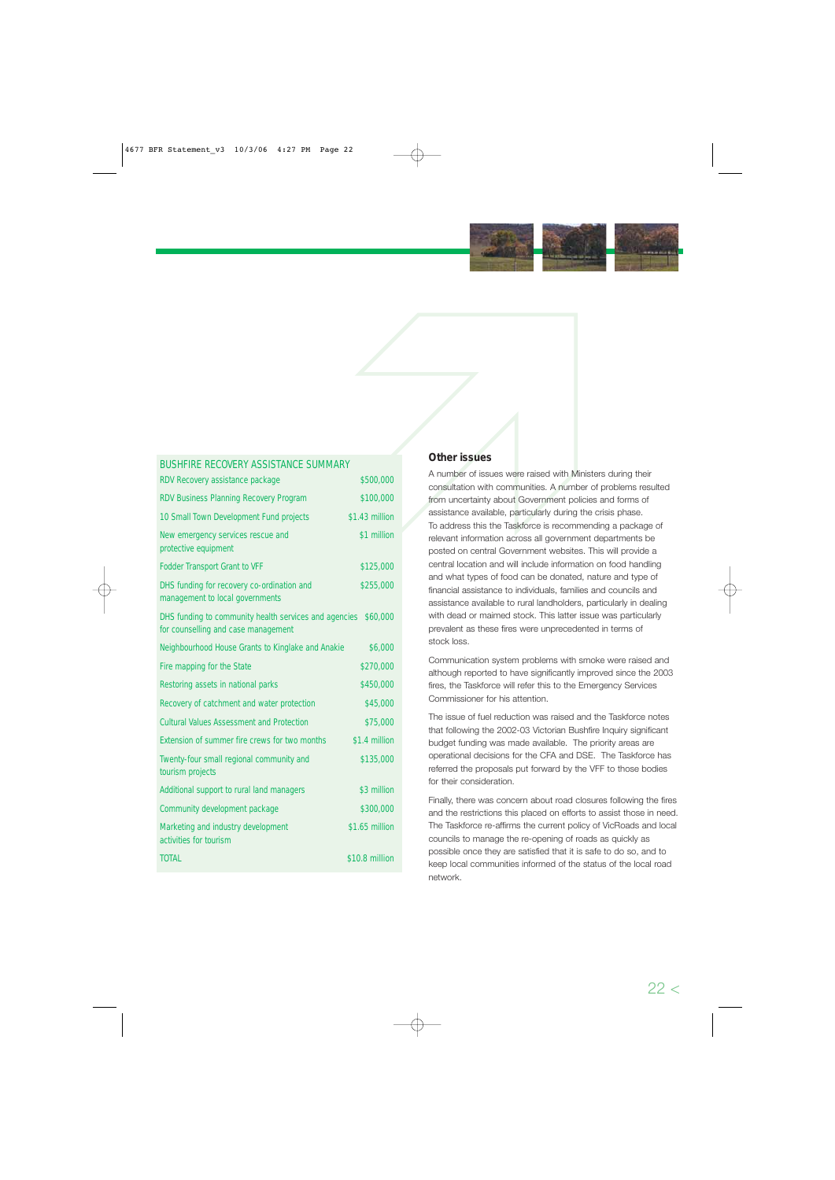| BUSHFIRE RECOVERY ASSISTANCE SUMMARY | |
|---|---|
| RDV Recovery assistance package | $500,000 |
| RDV Business Planning Recovery Program | $100,000 |
| 10 Small Town Development Fund projects | $1.43 million |
| New emergency services rescue and protective equipment | $1 million |
| Fodder Transport Grant to VFF | $125,000 |
| DHS funding for recovery co-ordination and management to local governments | $255,000 |
| DHS funding to community health services and agencies for counselling and case management | $60,000 |
| Neighbourhood House Grants to Kinglake and Anakie | $6,000 |
| Fire mapping for the State | $270,000 |
| Restoring assets in national parks | $450,000 |
| Recovery of catchment and water protection | $45,000 |
| Cultural Values Assessment and Protection | $75,000 |
| Extension of summer fire crews for two months | $1.4 million |
| Twenty-four small regional community and tourism projects | $135,000 |
| Additional support to rural land managers | $3 million |
| Community development package | $300,000 |
| Marketing and industry development activities for tourism | $1.65 million |
| TOTAL | $10.8 million |

## Other issues

A number of issues were raised with Ministers during their consultation with communities. A number of problems resulted from uncertainty about Government policies and forms of assistance available, particularly during the crisis phase. To address this the Taskforce is recommending a package of relevant information across all government departments be posted on central Government websites. This will provide a central location and will include information on food handling and what types of food can be donated, nature and type of financial assistance to individuals, families and councils and assistance available to rural landholders, particularly in dealing with dead or maimed stock. This latter issue was particularly prevalent as these fires were unprecedented in terms of stock loss.

Communication system problems with smoke were raised and although reported to have significantly improved since the 2003 fires, the Taskforce will refer this to the Emergency Services Commissioner for his attention.

The issue of fuel reduction was raised and the Taskforce notes that following the 2002-03 Victorian Bushfire Inquiry significant budget funding was made available. The priority areas are operational decisions for the CFA and DSE. The Taskforce has referred the proposals put forward by the VFF to those bodies for their consideration.

Finally, there was concern about road closures following the fires and the restrictions this placed on efforts to assist those in need. The Taskforce re-affirms the current policy of VicRoads and local councils to manage the re-opening of roads as quickly as possible once they are satisfied that it is safe to do so, and to keep local communities informed of the status of the local road network.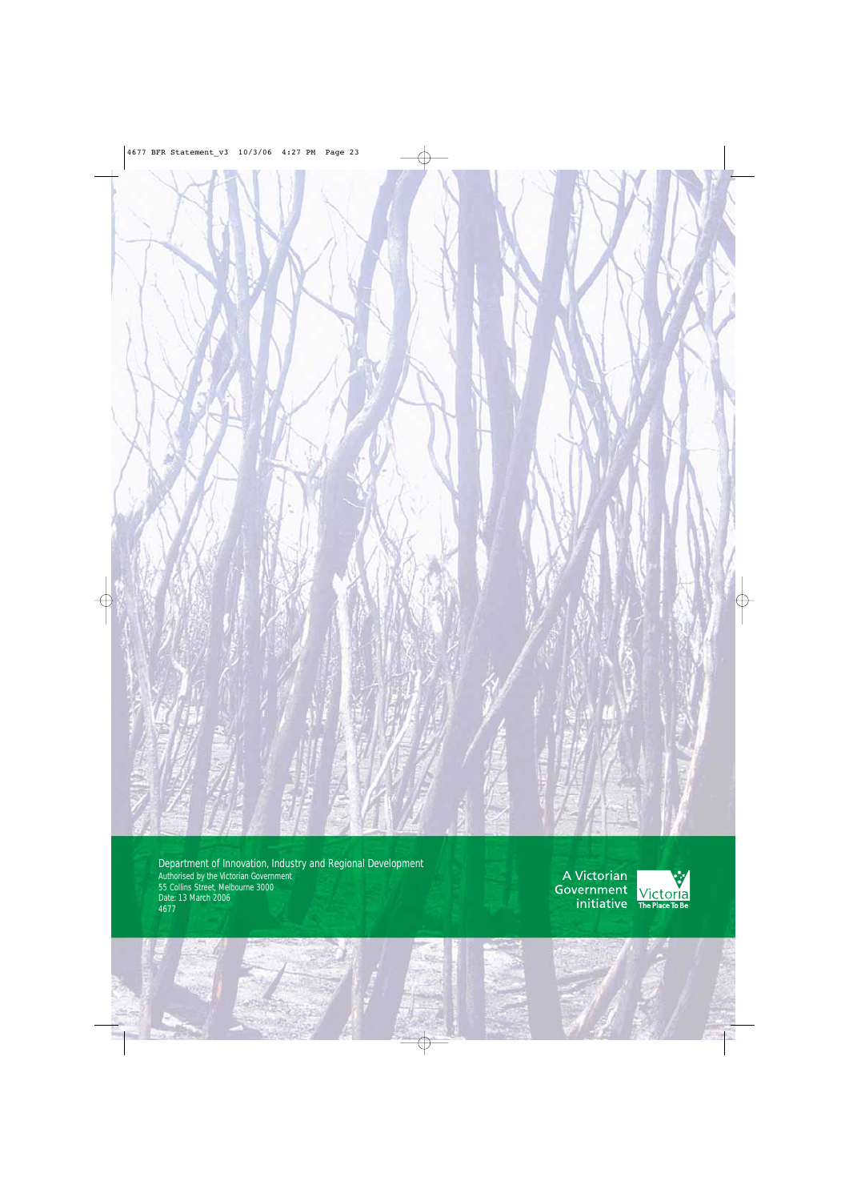Department of Innovation, Industry and Regional Development

Authorised by the Victorian Government

55 Collins Street, Melbourne 3000

Date: 13 March 2006

4677

A Victorian Government initiative

Victoria

The Place To Be